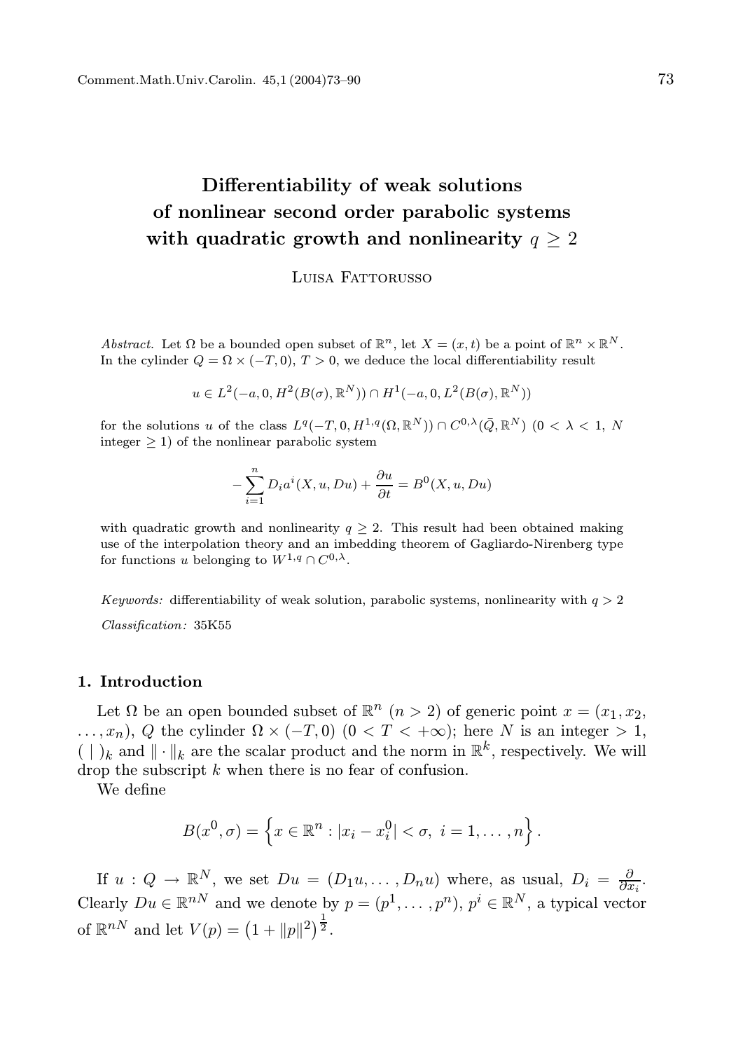# Differentiability of weak solutions of nonlinear second order parabolic systems with quadratic growth and nonlinearity $q \geq 2$

Luisa Fattorusso

*Abstract.* Let $\Omega$ be a bounded open subset of $\mathbb{R}^n$, let $X = (x, t)$ be a point of $\mathbb{R}^n \times \mathbb{R}^N$. In the cylinder $Q = \Omega \times (-T, 0)$, $T > 0$, we deduce the local differentiability result

$$u \in L^2(-a, 0, H^2(B(\sigma), \mathbb{R}^N)) \cap H^1(-a, 0, L^2(B(\sigma), \mathbb{R}^N))$$

for the solutions $u$ of the class $L^q(-T, 0, H^{1,q}(\Omega, \mathbb{R}^N)) \cap C^{0,\lambda}(\bar{Q}, \mathbb{R}^N)$ $(0 < \lambda < 1$, $N$ integer $\geq 1)$ of the nonlinear parabolic system

$$-\sum_{i=1}^{n} D_i a^i(X, u, Du) + \frac{\partial u}{\partial t} = B^0(X, u, Du)$$

with quadratic growth and nonlinearity $q \geq 2$. This result had been obtained making use of the interpolation theory and an imbedding theorem of Gagliardo-Nirenberg type for functions $u$ belonging to $W^{1,q} \cap C^{0,\lambda}$.

*Keywords:* differentiability of weak solution, parabolic systems, nonlinearity with $q > 2$

*Classification:* 35K55

## 1. Introduction

Let $\Omega$ be an open bounded subset of $\mathbb{R}^n$ $(n > 2)$ of generic point $x = (x_1, x_2, \ldots, x_n)$, $Q$ the cylinder $\Omega \times (-T, 0)$ $(0 < T < +\infty)$; here $N$ is an integer $> 1$, $(\,|\,)_k$ and $\|\cdot\|_k$ are the scalar product and the norm in $\mathbb{R}^k$, respectively. We will drop the subscript $k$ when there is no fear of confusion.

We define

$$B(x^0, \sigma) = \left\{ x \in \mathbb{R}^n : |x_i - x_i^0| < \sigma,\ i = 1, \ldots, n \right\}.$$

If $u : Q \to \mathbb{R}^N$, we set $Du = (D_1 u, \ldots, D_n u)$ where, as usual, $D_i = \frac{\partial}{\partial x_i}$. Clearly $Du \in \mathbb{R}^{nN}$ and we denote by $p = (p^1, \ldots, p^n)$, $p^i \in \mathbb{R}^N$, a typical vector of $\mathbb{R}^{nN}$ and let $V(p) = \left(1 + \|p\|^2\right)^{\frac{1}{2}}$.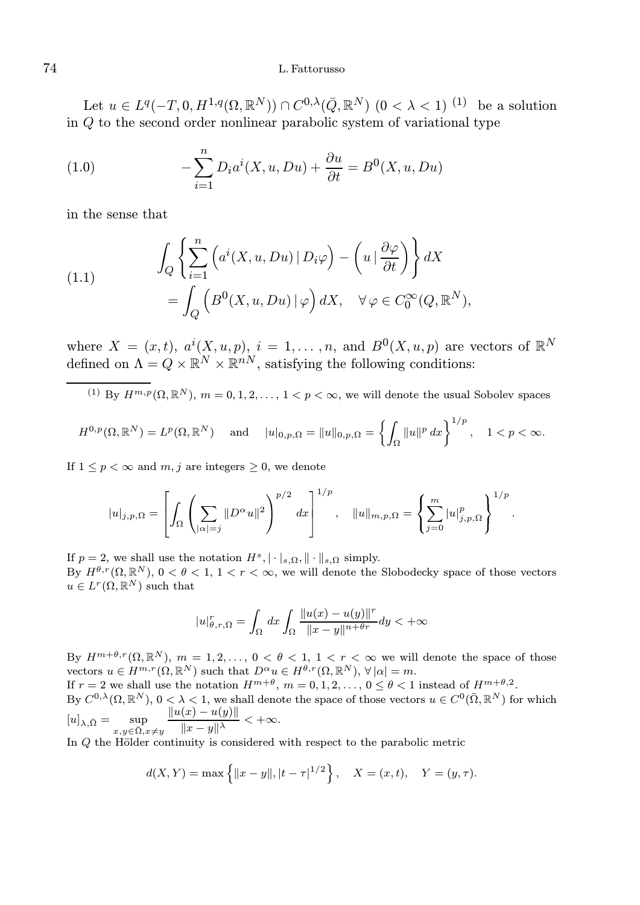Let $u \in L^q(-T, 0, H^{1,q}(\Omega, \mathbb{R}^N)) \cap C^{0,\lambda}(\bar{Q}, \mathbb{R}^N)$ $(0 < \lambda < 1)$ [(1)] be a solution in $Q$ to the second order nonlinear parabolic system of variational type

$$-\sum_{i=1}^{n} D_i a^i(X, u, Du) + \frac{\partial u}{\partial t} = B^0(X, u, Du) \tag{1.0}$$

in the sense that

$$\begin{aligned} &\int_Q \left\{ \sum_{i=1}^{n} \Big( a^i(X, u, Du) \,|\, D_i \varphi \Big) - \left( u \,\Big|\, \frac{\partial \varphi}{\partial t} \right) \right\} dX \\ &\qquad = \int_Q \Big( B^0(X, u, Du) \,|\, \varphi \Big)\, dX, \quad \forall\, \varphi \in C_0^\infty(Q, \mathbb{R}^N), \end{aligned} \tag{1.1}$$

where $X = (x, t)$, $a^i(X, u, p)$, $i = 1, \ldots, n$, and $B^0(X, u, p)$ are vectors of $\mathbb{R}^N$ defined on $\Lambda = Q \times \mathbb{R}^N \times \mathbb{R}^{nN}$, satisfying the following conditions:

---

[(1)] By $H^{m,p}(\Omega, \mathbb{R}^N)$, $m = 0, 1, 2, \ldots$, $1 < p < \infty$, we will denote the usual Sobolev spaces

$$H^{0,p}(\Omega, \mathbb{R}^N) = L^p(\Omega, \mathbb{R}^N) \quad \text{and} \quad |u|_{0,p,\Omega} = \|u\|_{0,p,\Omega} = \left\{ \int_\Omega \|u\|^p \, dx \right\}^{1/p}, \quad 1 < p < \infty.$$

If $1 \le p < \infty$ and $m, j$ are integers $\ge 0$, we denote

$$|u|_{j,p,\Omega} = \left[ \int_\Omega \left( \sum_{|\alpha| = j} \|D^\alpha u\|^2 \right)^{p/2} dx \right]^{1/p}, \quad \|u\|_{m,p,\Omega} = \left\{ \sum_{j=0}^{m} |u|_{j,p,\Omega}^p \right\}^{1/p}.$$

If $p = 2$, we shall use the notation $H^s, |\cdot|_{s,\Omega}, \|\cdot\|_{s,\Omega}$ simply.
By $H^{\theta,r}(\Omega, \mathbb{R}^N)$, $0 < \theta < 1$, $1 < r < \infty$, we will denote the Slobodecky space of those vectors $u \in L^r(\Omega, \mathbb{R}^N)$ such that

$$|u|_{\theta,r,\Omega}^r = \int_\Omega dx \int_\Omega \frac{\|u(x) - u(y)\|^r}{\|x - y\|^{n + \theta r}} dy < +\infty$$

By $H^{m+\theta,r}(\Omega, \mathbb{R}^N)$, $m = 1, 2, \ldots$, $0 < \theta < 1$, $1 < r < \infty$ we will denote the space of those vectors $u \in H^{m,r}(\Omega, \mathbb{R}^N)$ such that $D^\alpha u \in H^{\theta,r}(\Omega, \mathbb{R}^N)$, $\forall\, |\alpha| = m$.
If $r = 2$ we shall use the notation $H^{m+\theta}$, $m = 0, 1, 2, \ldots$, $0 \le \theta < 1$ instead of $H^{m+\theta,2}$.
By $C^{0,\lambda}(\Omega, \mathbb{R}^N)$, $0 < \lambda < 1$, we shall denote the space of those vectors $u \in C^0(\bar{\Omega}, \mathbb{R}^N)$ for which $[u]_{\lambda,\bar{\Omega}} = \sup\limits_{x,y \in \bar{\Omega}, x \neq y} \dfrac{\|u(x) - u(y)\|}{\|x - y\|^\lambda} < +\infty$.
In $Q$ the Hölder continuity is considered with respect to the parabolic metric

$$d(X, Y) = \max\left\{ \|x - y\|, |t - \tau|^{1/2} \right\}, \quad X = (x, t), \quad Y = (y, \tau).$$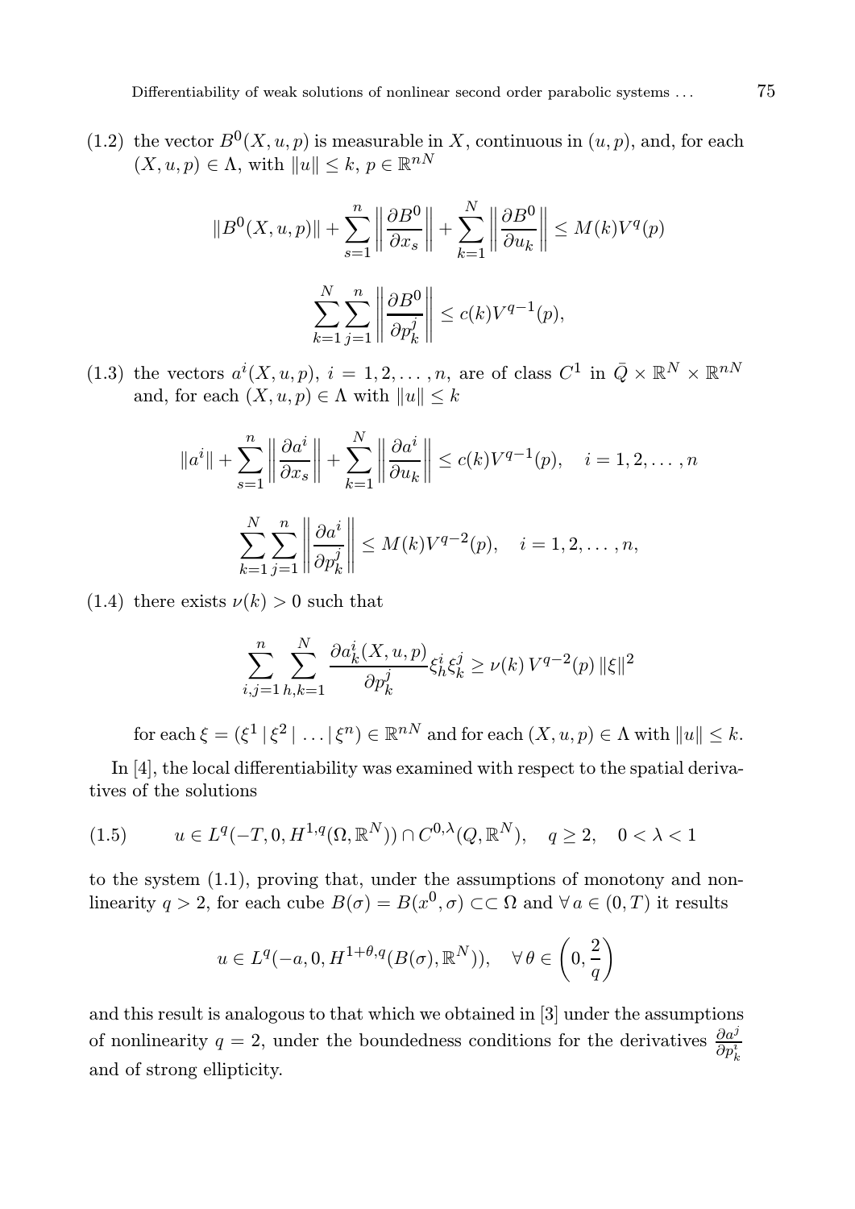(1.2) the vector $B^0(X,u,p)$ is measurable in $X$, continuous in $(u,p)$, and, for each $(X,u,p) \in \Lambda$, with $\|u\| \le k$, $p \in \mathbb{R}^{nN}$

$$\|B^0(X,u,p)\| + \sum_{s=1}^{n} \left\| \frac{\partial B^0}{\partial x_s} \right\| + \sum_{k=1}^{N} \left\| \frac{\partial B^0}{\partial u_k} \right\| \le M(k) V^q(p)$$

$$\sum_{k=1}^{N} \sum_{j=1}^{n} \left\| \frac{\partial B^0}{\partial p_k^j} \right\| \le c(k) V^{q-1}(p),$$

(1.3) the vectors $a^i(X,u,p)$, $i = 1,2,\dots,n$, are of class $C^1$ in $\bar{Q} \times \mathbb{R}^N \times \mathbb{R}^{nN}$ and, for each $(X,u,p) \in \Lambda$ with $\|u\| \le k$

$$\|a^i\| + \sum_{s=1}^{n} \left\| \frac{\partial a^i}{\partial x_s} \right\| + \sum_{k=1}^{N} \left\| \frac{\partial a^i}{\partial u_k} \right\| \le c(k) V^{q-1}(p), \quad i = 1,2,\dots,n$$

$$\sum_{k=1}^{N} \sum_{j=1}^{n} \left\| \frac{\partial a^i}{\partial p_k^j} \right\| \le M(k) V^{q-2}(p), \quad i = 1,2,\dots,n,$$

(1.4) there exists $\nu(k) > 0$ such that

$$\sum_{i,j=1}^{n} \sum_{h,k=1}^{N} \frac{\partial a_k^i(X,u,p)}{\partial p_k^j} \xi_h^i \xi_k^j \ge \nu(k)\, V^{q-2}(p)\, \|\xi\|^2$$

for each $\xi = (\xi^1 \,|\, \xi^2 \,|\, \dots \,|\, \xi^n) \in \mathbb{R}^{nN}$ and for each $(X,u,p) \in \Lambda$ with $\|u\| \le k$.

In [4], the local differentiability was examined with respect to the spatial derivatives of the solutions

$$u \in L^q(-T,0,H^{1,q}(\Omega,\mathbb{R}^N)) \cap C^{0,\lambda}(Q,\mathbb{R}^N), \quad q \ge 2, \quad 0 < \lambda < 1 \tag{1.5}$$

to the system (1.1), proving that, under the assumptions of monotony and nonlinearity $q > 2$, for each cube $B(\sigma) = B(x^0,\sigma) \subset\subset \Omega$ and $\forall\, a \in (0,T)$ it results

$$u \in L^q(-a,0,H^{1+\theta,q}(B(\sigma),\mathbb{R}^N)), \quad \forall\, \theta \in \left(0, \frac{2}{q}\right)$$

and this result is analogous to that which we obtained in [3] under the assumptions of nonlinearity $q = 2$, under the boundedness conditions for the derivatives $\frac{\partial a^j}{\partial p_k^i}$ and of strong ellipticity.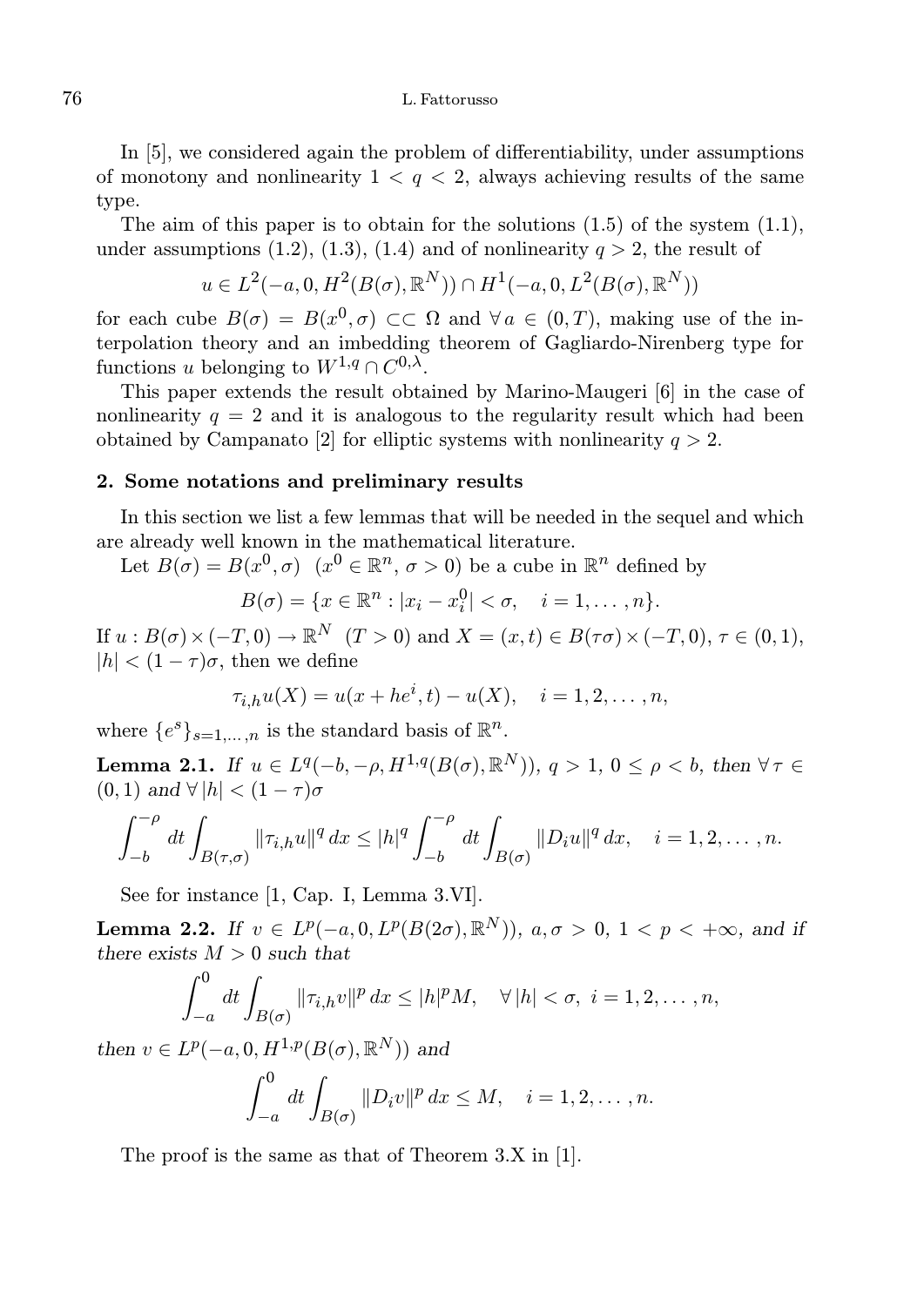In [5], we considered again the problem of differentiability, under assumptions of monotony and nonlinearity $1 < q < 2$, always achieving results of the same type.

The aim of this paper is to obtain for the solutions (1.5) of the system (1.1), under assumptions (1.2), (1.3), (1.4) and of nonlinearity $q > 2$, the result of

$$u \in L^2(-a, 0, H^2(B(\sigma), \mathbb{R}^N)) \cap H^1(-a, 0, L^2(B(\sigma), \mathbb{R}^N))$$

for each cube $B(\sigma) = B(x^0, \sigma) \subset\subset \Omega$ and $\forall\, a \in (0, T)$, making use of the interpolation theory and an imbedding theorem of Gagliardo-Nirenberg type for functions $u$ belonging to $W^{1,q} \cap C^{0,\lambda}$.

This paper extends the result obtained by Marino-Maugeri [6] in the case of nonlinearity $q = 2$ and it is analogous to the regularity result which had been obtained by Campanato [2] for elliptic systems with nonlinearity $q > 2$.

## 2. Some notations and preliminary results

In this section we list a few lemmas that will be needed in the sequel and which are already well known in the mathematical literature.

Let $B(\sigma) = B(x^0, \sigma)$ $(x^0 \in \mathbb{R}^n,\ \sigma > 0)$ be a cube in $\mathbb{R}^n$ defined by

$$B(\sigma) = \{x \in \mathbb{R}^n : |x_i - x_i^0| < \sigma, \quad i = 1, \ldots, n\}.$$

If $u : B(\sigma) \times (-T, 0) \to \mathbb{R}^N$ $(T > 0)$ and $X = (x, t) \in B(\tau\sigma) \times (-T, 0)$, $\tau \in (0, 1)$, $|h| < (1 - \tau)\sigma$, then we define

$$\tau_{i,h} u(X) = u(x + he^i, t) - u(X), \quad i = 1, 2, \ldots, n,$$

where $\{e^s\}_{s=1,\ldots,n}$ is the standard basis of $\mathbb{R}^n$.

**Lemma 2.1.** *If $u \in L^q(-b, -\rho, H^{1,q}(B(\sigma), \mathbb{R}^N))$, $q > 1$, $0 \le \rho < b$, then $\forall\, \tau \in (0, 1)$ and $\forall\, |h| < (1 - \tau)\sigma$*

$$\int_{-b}^{-\rho} dt \int_{B(\tau,\sigma)} \|\tau_{i,h} u\|^q \, dx \le |h|^q \int_{-b}^{-\rho} dt \int_{B(\sigma)} \|D_i u\|^q \, dx, \quad i = 1, 2, \ldots, n.$$

See for instance [1, Cap. I, Lemma 3.VI].

**Lemma 2.2.** *If $v \in L^p(-a, 0, L^p(B(2\sigma), \mathbb{R}^N))$, $a, \sigma > 0$, $1 < p < +\infty$, and if there exists $M > 0$ such that*

$$\int_{-a}^{0} dt \int_{B(\sigma)} \|\tau_{i,h} v\|^p \, dx \le |h|^p M, \quad \forall\, |h| < \sigma,\ i = 1, 2, \ldots, n,$$

*then $v \in L^p(-a, 0, H^{1,p}(B(\sigma), \mathbb{R}^N))$ and*

$$\int_{-a}^{0} dt \int_{B(\sigma)} \|D_i v\|^p \, dx \le M, \quad i = 1, 2, \ldots, n.$$

The proof is the same as that of Theorem 3.X in [1].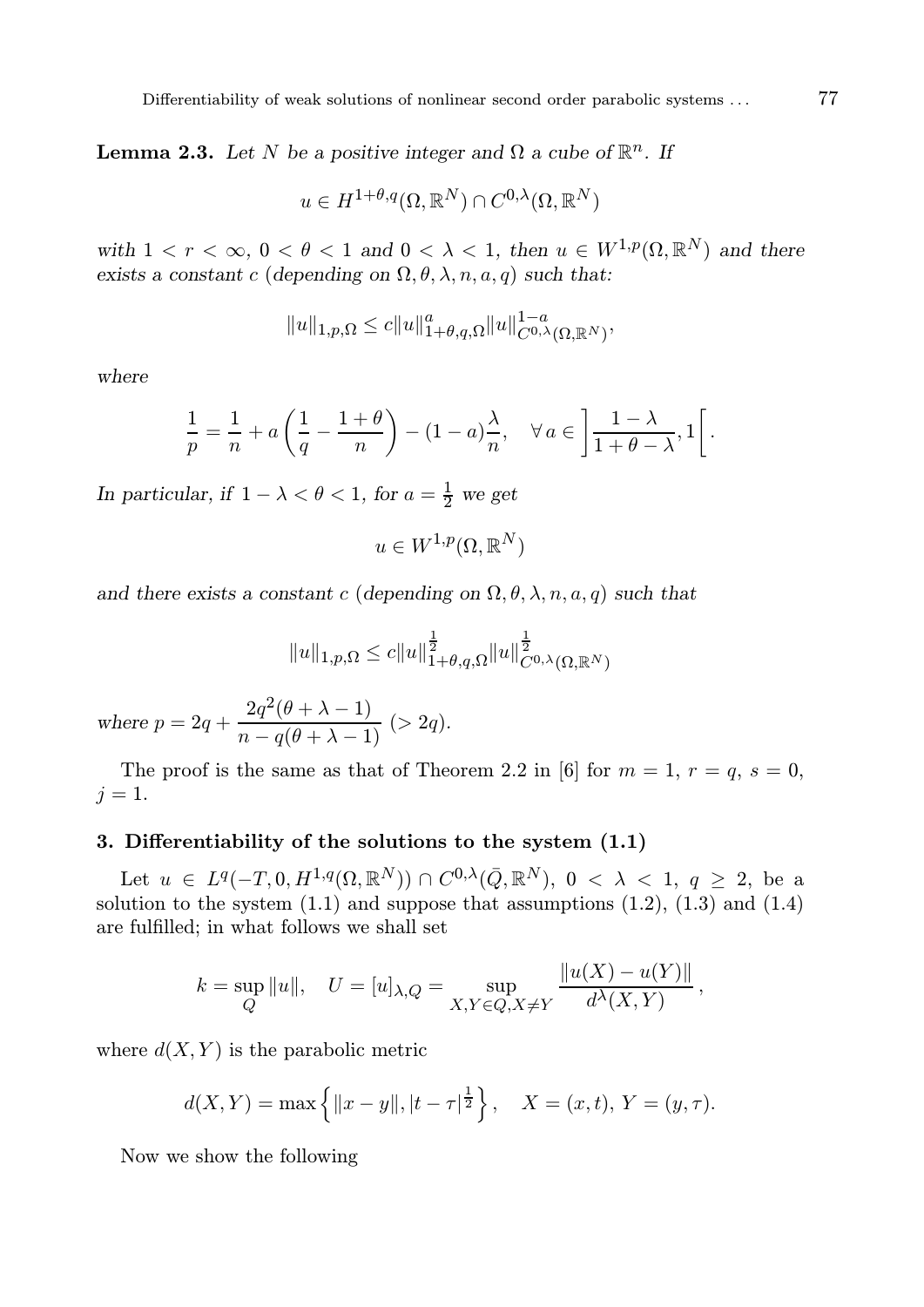**Lemma 2.3.** *Let $N$ be a positive integer and $\Omega$ a cube of $\mathbb{R}^n$. If*

$$u \in H^{1+\theta,q}(\Omega,\mathbb{R}^N) \cap C^{0,\lambda}(\Omega,\mathbb{R}^N)$$

*with $1 < r < \infty$, $0 < \theta < 1$ and $0 < \lambda < 1$, then $u \in W^{1,p}(\Omega,\mathbb{R}^N)$ and there exists a constant $c$ (depending on $\Omega, \theta, \lambda, n, a, q$) such that:*

$$\|u\|_{1,p,\Omega} \leq c\|u\|^a_{1+\theta,q,\Omega}\|u\|^{1-a}_{C^{0,\lambda}(\Omega,\mathbb{R}^N)},$$

*where*

$$\frac{1}{p} = \frac{1}{n} + a\left(\frac{1}{q} - \frac{1+\theta}{n}\right) - (1-a)\frac{\lambda}{n}, \quad \forall\, a \in \left]\frac{1-\lambda}{1+\theta-\lambda}, 1\right[.$$

*In particular, if $1-\lambda < \theta < 1$, for $a = \frac{1}{2}$ we get*

$$u \in W^{1,p}(\Omega,\mathbb{R}^N)$$

*and there exists a constant $c$ (depending on $\Omega, \theta, \lambda, n, a, q$) such that*

$$\|u\|_{1,p,\Omega} \leq c\|u\|^{\frac{1}{2}}_{1+\theta,q,\Omega}\|u\|^{\frac{1}{2}}_{C^{0,\lambda}(\Omega,\mathbb{R}^N)}$$

*where $p = 2q + \dfrac{2q^2(\theta+\lambda-1)}{n - q(\theta+\lambda-1)}$ $(> 2q)$.*

The proof is the same as that of Theorem 2.2 in [6] for $m = 1$, $r = q$, $s = 0$, $j = 1$.

### 3. Differentiability of the solutions to the system (1.1)

Let $u \in L^q(-T, 0, H^{1,q}(\Omega,\mathbb{R}^N)) \cap C^{0,\lambda}(\bar{Q},\mathbb{R}^N)$, $0 < \lambda < 1$, $q \geq 2$, be a solution to the system (1.1) and suppose that assumptions (1.2), (1.3) and (1.4) are fulfilled; in what follows we shall set

$$k = \sup_Q \|u\|, \quad U = [u]_{\lambda,Q} = \sup_{X,Y \in Q, X \neq Y} \frac{\|u(X) - u(Y)\|}{d^\lambda(X,Y)},$$

where $d(X,Y)$ is the parabolic metric

$$d(X,Y) = \max\left\{\|x-y\|, |t-\tau|^{\frac{1}{2}}\right\}, \quad X = (x,t),\ Y = (y,\tau).$$

Now we show the following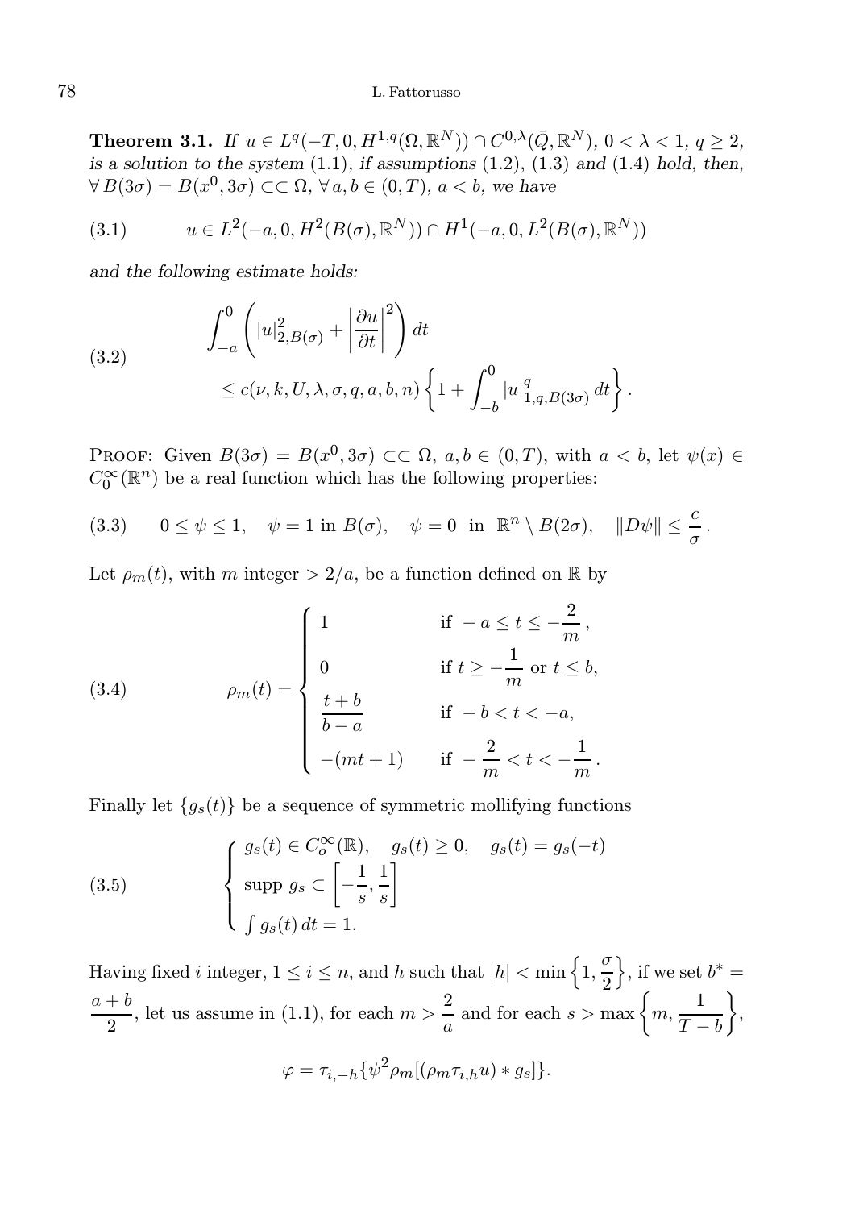**Theorem 3.1.** *If $u \in L^q(-T, 0, H^{1,q}(\Omega, \mathbb{R}^N)) \cap C^{0,\lambda}(\bar{Q}, \mathbb{R}^N)$, $0 < \lambda < 1$, $q \geq 2$, is a solution to the system* (1.1)*, if assumptions* (1.2), (1.3) *and* (1.4) *hold, then, $\forall\, B(3\sigma) = B(x^0, 3\sigma) \subset\subset \Omega$, $\forall\, a, b \in (0, T)$, $a < b$, we have*

$$u \in L^2(-a, 0, H^2(B(\sigma), \mathbb{R}^N)) \cap H^1(-a, 0, L^2(B(\sigma), \mathbb{R}^N)) \tag{3.1}$$

*and the following estimate holds:*

$$\begin{aligned} &\int_{-a}^{0} \left( |u|^2_{2,B(\sigma)} + \left| \frac{\partial u}{\partial t} \right|^2 \right) dt \\ &\qquad \leq c(\nu, k, U, \lambda, \sigma, q, a, b, n) \left\{ 1 + \int_{-b}^{0} |u|^q_{1,q,B(3\sigma)}\, dt \right\}. \end{aligned} \tag{3.2}$$

Proof: Given $B(3\sigma) = B(x^0, 3\sigma) \subset\subset \Omega$, $a, b \in (0, T)$, with $a < b$, let $\psi(x) \in C_0^\infty(\mathbb{R}^n)$ be a real function which has the following properties:

$$0 \leq \psi \leq 1, \quad \psi = 1 \text{ in } B(\sigma), \quad \psi = 0 \text{ in } \mathbb{R}^n \setminus B(2\sigma), \quad \|D\psi\| \leq \frac{c}{\sigma}\,. \tag{3.3}$$

Let $\rho_m(t)$, with $m$ integer $> 2/a$, be a function defined on $\mathbb{R}$ by

$$\rho_m(t) = \begin{cases} 1 & \text{if } -a \leq t \leq -\dfrac{2}{m}\,, \\ 0 & \text{if } t \geq -\dfrac{1}{m} \text{ or } t \leq b, \\ \dfrac{t+b}{b-a} & \text{if } -b < t < -a, \\ -(mt+1) & \text{if } -\dfrac{2}{m} < t < -\dfrac{1}{m}\,. \end{cases} \tag{3.4}$$

Finally let $\{g_s(t)\}$ be a sequence of symmetric mollifying functions

$$\begin{cases} g_s(t) \in C_o^\infty(\mathbb{R}), \quad g_s(t) \geq 0, \quad g_s(t) = g_s(-t) \\ \text{supp } g_s \subset \left[ -\dfrac{1}{s}, \dfrac{1}{s} \right] \\ \int g_s(t)\, dt = 1. \end{cases} \tag{3.5}$$

Having fixed $i$ integer, $1 \leq i \leq n$, and $h$ such that $|h| < \min\left\{1, \dfrac{\sigma}{2}\right\}$, if we set $b^* = \dfrac{a+b}{2}$, let us assume in (1.1), for each $m > \dfrac{2}{a}$ and for each $s > \max\left\{m, \dfrac{1}{T-b}\right\}$,

$$\varphi = \tau_{i,-h}\{\psi^2 \rho_m[(\rho_m \tau_{i,h} u) * g_s]\}.$$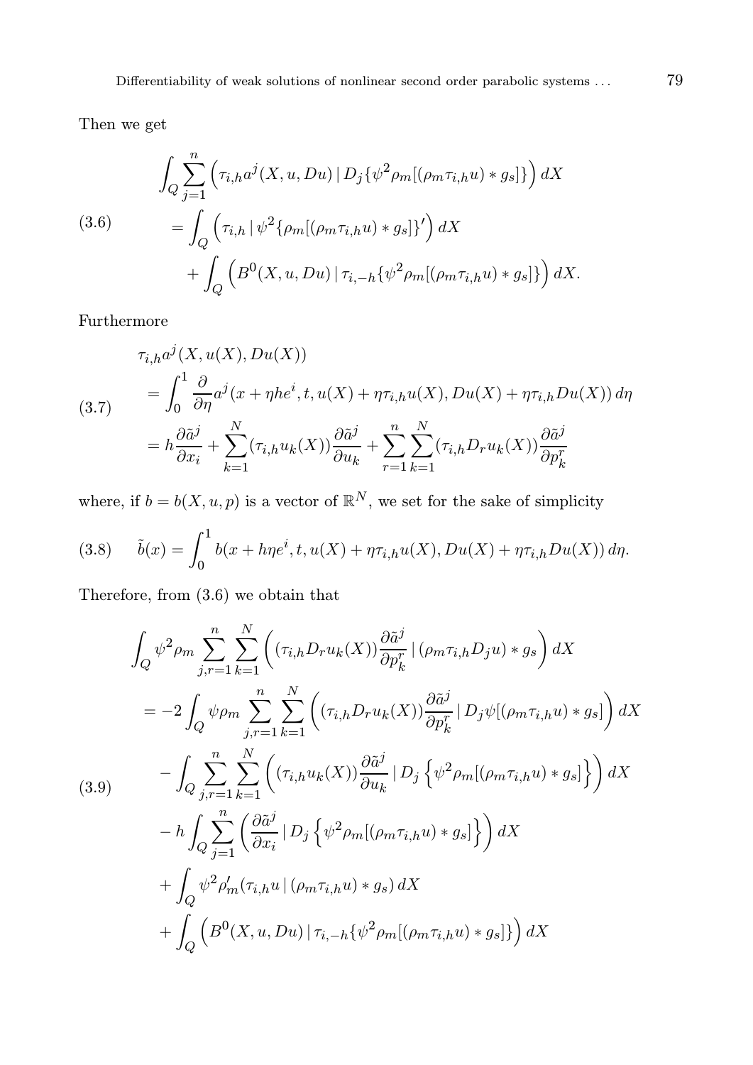Then we get

$$
\begin{aligned}
&\int_Q \sum_{j=1}^{n} \Big( \tau_{i,h} a^j(X,u,Du) \,|\, D_j\{\psi^2 \rho_m[(\rho_m \tau_{i,h} u) * g_s]\} \Big)\, dX \\
&\quad = \int_Q \Big( \tau_{i,h} \,|\, \psi^2 \{\rho_m[(\rho_m \tau_{i,h} u) * g_s]\}' \Big)\, dX \\
&\qquad + \int_Q \Big( B^0(X,u,Du) \,|\, \tau_{i,-h}\{\psi^2 \rho_m[(\rho_m \tau_{i,h} u) * g_s]\} \Big)\, dX.
\end{aligned}
\tag{3.6}
$$

Furthermore

$$
\begin{aligned}
&\tau_{i,h} a^j(X,u(X),Du(X)) \\
&\quad = \int_0^1 \frac{\partial}{\partial \eta} a^j(x+\eta h e^i, t, u(X)+\eta \tau_{i,h} u(X), Du(X)+\eta \tau_{i,h} Du(X))\, d\eta \\
&\quad = h \frac{\partial \tilde{a}^j}{\partial x_i} + \sum_{k=1}^{N} (\tau_{i,h} u_k(X)) \frac{\partial \tilde{a}^j}{\partial u_k} + \sum_{r=1}^{n} \sum_{k=1}^{N} (\tau_{i,h} D_r u_k(X)) \frac{\partial \tilde{a}^j}{\partial p_k^r}
\end{aligned}
\tag{3.7}
$$

where, if $b = b(X,u,p)$ is a vector of $\mathbb{R}^N$, we set for the sake of simplicity

$$
\tilde{b}(x) = \int_0^1 b(x+h\eta e^i, t, u(X)+\eta \tau_{i,h} u(X), Du(X)+\eta \tau_{i,h} Du(X))\, d\eta. \tag{3.8}
$$

Therefore, from (3.6) we obtain that

$$
\begin{aligned}
&\int_Q \psi^2 \rho_m \sum_{j,r=1}^{n} \sum_{k=1}^{N} \Big( (\tau_{i,h} D_r u_k(X)) \frac{\partial \tilde{a}^j}{\partial p_k^r} \,|\, (\rho_m \tau_{i,h} D_j u) * g_s \Big)\, dX \\
&\quad = -2 \int_Q \psi \rho_m \sum_{j,r=1}^{n} \sum_{k=1}^{N} \Big( (\tau_{i,h} D_r u_k(X)) \frac{\partial \tilde{a}^j}{\partial p_k^r} \,|\, D_j \psi [(\rho_m \tau_{i,h} u) * g_s] \Big)\, dX \\
&\qquad - \int_Q \sum_{j,r=1}^{n} \sum_{k=1}^{N} \Big( (\tau_{i,h} u_k(X)) \frac{\partial \tilde{a}^j}{\partial u_k} \,|\, D_j \Big\{ \psi^2 \rho_m [(\rho_m \tau_{i,h} u) * g_s] \Big\} \Big)\, dX \\
&\qquad - h \int_Q \sum_{j=1}^{n} \Big( \frac{\partial \tilde{a}^j}{\partial x_i} \,|\, D_j \Big\{ \psi^2 \rho_m [(\rho_m \tau_{i,h} u) * g_s] \Big\} \Big)\, dX \\
&\qquad + \int_Q \psi^2 \rho_m' (\tau_{i,h} u \,|\, (\rho_m \tau_{i,h} u) * g_s)\, dX \\
&\qquad + \int_Q \Big( B^0(X,u,Du) \,|\, \tau_{i,-h}\{\psi^2 \rho_m[(\rho_m \tau_{i,h} u) * g_s]\} \Big)\, dX
\end{aligned}
\tag{3.9}
$$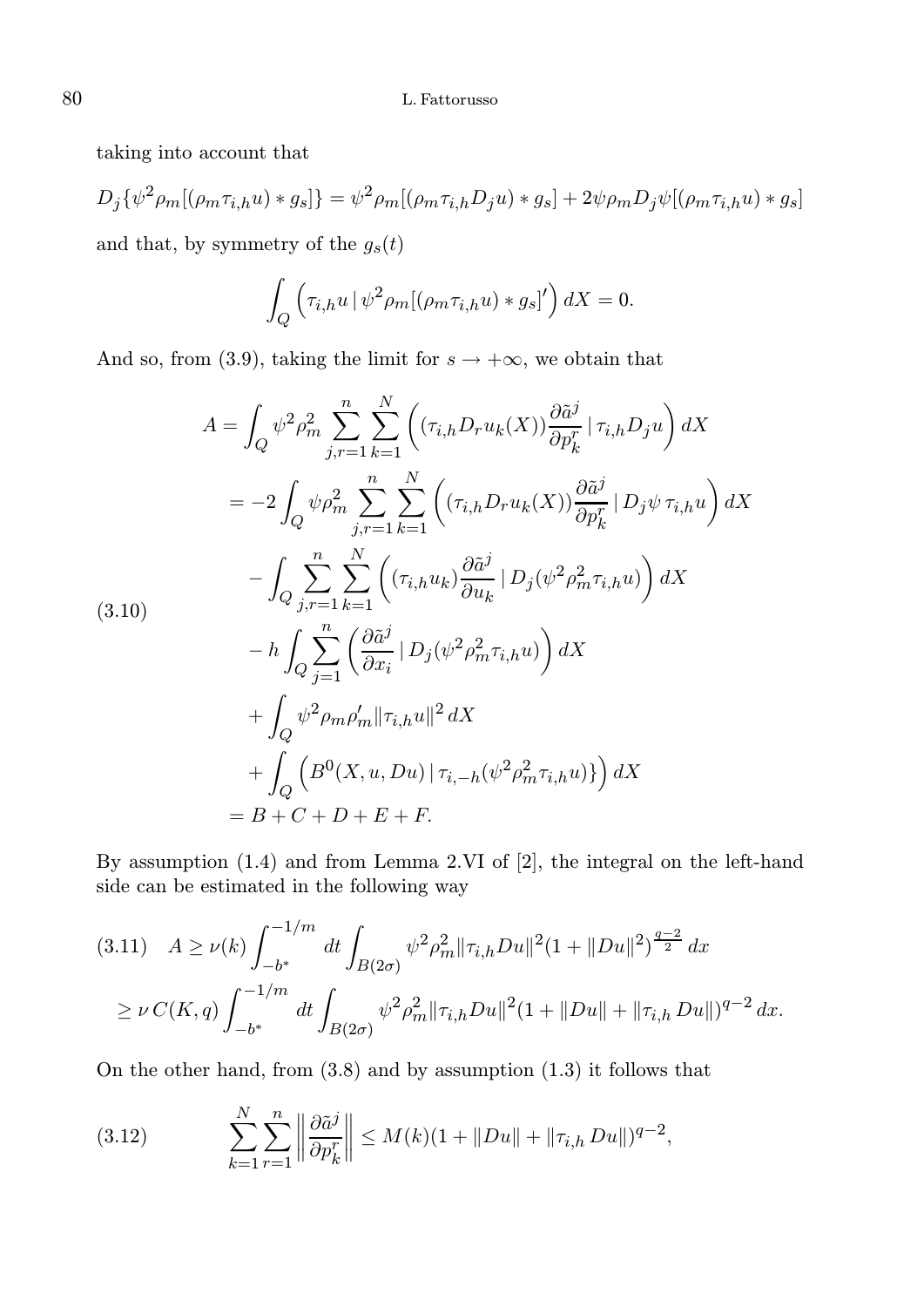taking into account that

$$D_j\{\psi^2\rho_m[(\rho_m\tau_{i,h}u) * g_s]\} = \psi^2\rho_m[(\rho_m\tau_{i,h}D_ju) * g_s] + 2\psi\rho_m D_j\psi[(\rho_m\tau_{i,h}u) * g_s]$$

and that, by symmetry of the $g_s(t)$

$$\int_Q \Big(\tau_{i,h}u \,|\, \psi^2\rho_m[(\rho_m\tau_{i,h}u) * g_s]'\Big)\, dX = 0.$$

And so, from (3.9), taking the limit for $s \to +\infty$, we obtain that

$$
\begin{aligned}
A &= \int_Q \psi^2\rho_m^2 \sum_{j,r=1}^{n}\sum_{k=1}^{N}\left((\tau_{i,h}D_r u_k(X))\frac{\partial \tilde{a}^j}{\partial p_k^r} \,|\, \tau_{i,h}D_j u\right) dX \\
&= -2\int_Q \psi\rho_m^2 \sum_{j,r=1}^{n}\sum_{k=1}^{N}\left((\tau_{i,h}D_r u_k(X))\frac{\partial \tilde{a}^j}{\partial p_k^r} \,|\, D_j\psi\, \tau_{i,h}u\right) dX \\
&\quad - \int_Q \sum_{j,r=1}^{n}\sum_{k=1}^{N}\left((\tau_{i,h}u_k)\frac{\partial \tilde{a}^j}{\partial u_k} \,|\, D_j(\psi^2\rho_m^2\tau_{i,h}u)\right) dX \\
&\quad - h\int_Q \sum_{j=1}^{n}\left(\frac{\partial \tilde{a}^j}{\partial x_i} \,|\, D_j(\psi^2\rho_m^2\tau_{i,h}u)\right) dX \\
&\quad + \int_Q \psi^2\rho_m\rho_m'\|\tau_{i,h}u\|^2\, dX \\
&\quad + \int_Q \Big(B^0(X,u,Du) \,|\, \tau_{i,-h}(\psi^2\rho_m^2\tau_{i,h}u)\}\Big)\, dX \\
&= B + C + D + E + F.
\end{aligned}
\tag{3.10}
$$

By assumption (1.4) and from Lemma 2.VI of [2], the integral on the left-hand side can be estimated in the following way

$$
\begin{aligned}
A &\geq \nu(k)\int_{-b^*}^{-1/m} dt \int_{B(2\sigma)} \psi^2\rho_m^2\|\tau_{i,h}Du\|^2(1+\|Du\|^2)^{\frac{q-2}{2}}\, dx \\
&\geq \nu\, C(K,q)\int_{-b^*}^{-1/m} dt \int_{B(2\sigma)} \psi^2\rho_m^2\|\tau_{i,h}Du\|^2(1+\|Du\|+\|\tau_{i,h}\, Du\|)^{q-2}\, dx.
\end{aligned}
\tag{3.11}
$$

On the other hand, from (3.8) and by assumption (1.3) it follows that

$$\sum_{k=1}^{N}\sum_{r=1}^{n}\left\|\frac{\partial \tilde{a}^j}{\partial p_k^r}\right\| \leq M(k)(1+\|Du\|+\|\tau_{i,h}\, Du\|)^{q-2}, \tag{3.12}$$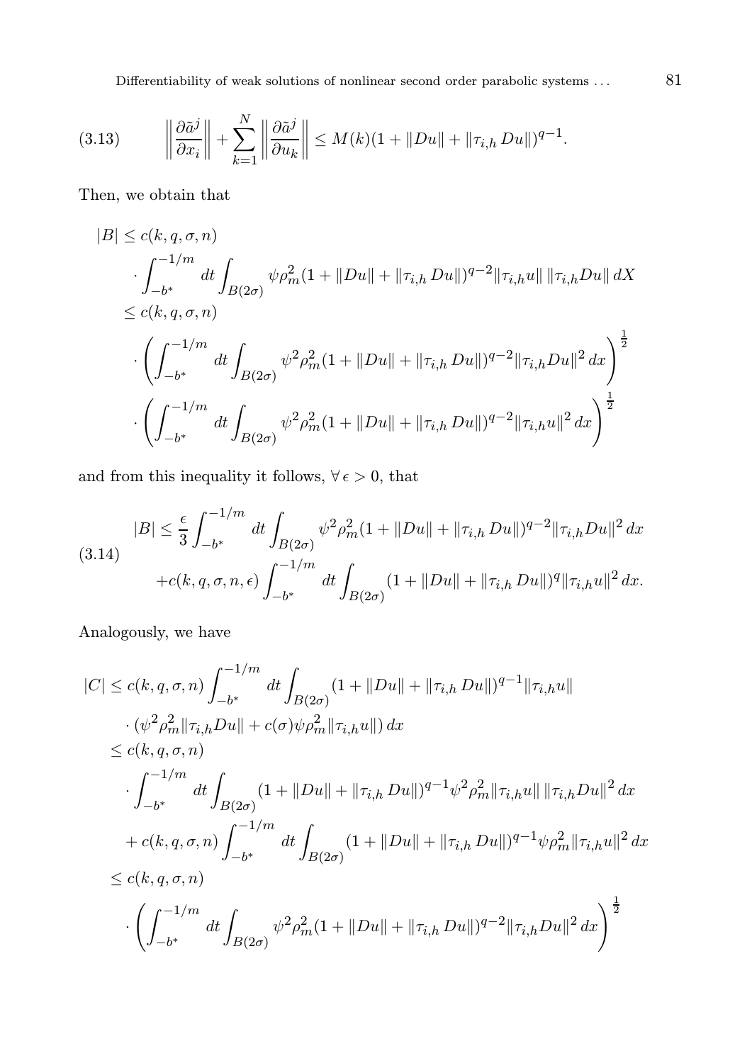$$
\left\| \frac{\partial \tilde{a}^j}{\partial x_i} \right\| + \sum_{k=1}^{N} \left\| \frac{\partial \tilde{a}^j}{\partial u_k} \right\| \le M(k)(1 + \|Du\| + \|\tau_{i,h}\, Du\|)^{q-1}. \tag{3.13}
$$

Then, we obtain that

$$
\begin{aligned}
|B| &\le c(k,q,\sigma,n) \\
&\quad \cdot \int_{-b^*}^{-1/m} dt \int_{B(2\sigma)} \psi \rho_m^2 (1 + \|Du\| + \|\tau_{i,h}\, Du\|)^{q-2} \|\tau_{i,h} u\| \, \|\tau_{i,h} Du\| \, dX \\
&\le c(k,q,\sigma,n) \\
&\quad \cdot \left( \int_{-b^*}^{-1/m} dt \int_{B(2\sigma)} \psi^2 \rho_m^2 (1 + \|Du\| + \|\tau_{i,h}\, Du\|)^{q-2} \|\tau_{i,h} Du\|^2 \, dx \right)^{\frac{1}{2}} \\
&\quad \cdot \left( \int_{-b^*}^{-1/m} dt \int_{B(2\sigma)} \psi^2 \rho_m^2 (1 + \|Du\| + \|\tau_{i,h}\, Du\|)^{q-2} \|\tau_{i,h} u\|^2 \, dx \right)^{\frac{1}{2}}
\end{aligned}
$$

and from this inequality it follows, $\forall\, \epsilon > 0$, that

$$
\begin{aligned}
|B| &\le \frac{\epsilon}{3} \int_{-b^*}^{-1/m} dt \int_{B(2\sigma)} \psi^2 \rho_m^2 (1 + \|Du\| + \|\tau_{i,h}\, Du\|)^{q-2} \|\tau_{i,h} Du\|^2 \, dx \\
&\quad + c(k,q,\sigma,n,\epsilon) \int_{-b^*}^{-1/m} dt \int_{B(2\sigma)} (1 + \|Du\| + \|\tau_{i,h}\, Du\|)^{q} \|\tau_{i,h} u\|^2 \, dx.
\end{aligned} \tag{3.14}
$$

Analogously, we have

$$
\begin{aligned}
|C| &\le c(k,q,\sigma,n) \int_{-b^*}^{-1/m} dt \int_{B(2\sigma)} (1 + \|Du\| + \|\tau_{i,h}\, Du\|)^{q-1} \|\tau_{i,h} u\| \\
&\quad \cdot (\psi^2 \rho_m^2 \|\tau_{i,h} Du\| + c(\sigma) \psi \rho_m^2 \|\tau_{i,h} u\|) \, dx \\
&\le c(k,q,\sigma,n) \\
&\quad \cdot \int_{-b^*}^{-1/m} dt \int_{B(2\sigma)} (1 + \|Du\| + \|\tau_{i,h}\, Du\|)^{q-1} \psi^2 \rho_m^2 \|\tau_{i,h} u\| \, \|\tau_{i,h} Du\|^2 \, dx \\
&\quad + c(k,q,\sigma,n) \int_{-b^*}^{-1/m} dt \int_{B(2\sigma)} (1 + \|Du\| + \|\tau_{i,h}\, Du\|)^{q-1} \psi \rho_m^2 \|\tau_{i,h} u\|^2 \, dx \\
&\le c(k,q,\sigma,n) \\
&\quad \cdot \left( \int_{-b^*}^{-1/m} dt \int_{B(2\sigma)} \psi^2 \rho_m^2 (1 + \|Du\| + \|\tau_{i,h}\, Du\|)^{q-2} \|\tau_{i,h} Du\|^2 \, dx \right)^{\frac{1}{2}}
\end{aligned}
$$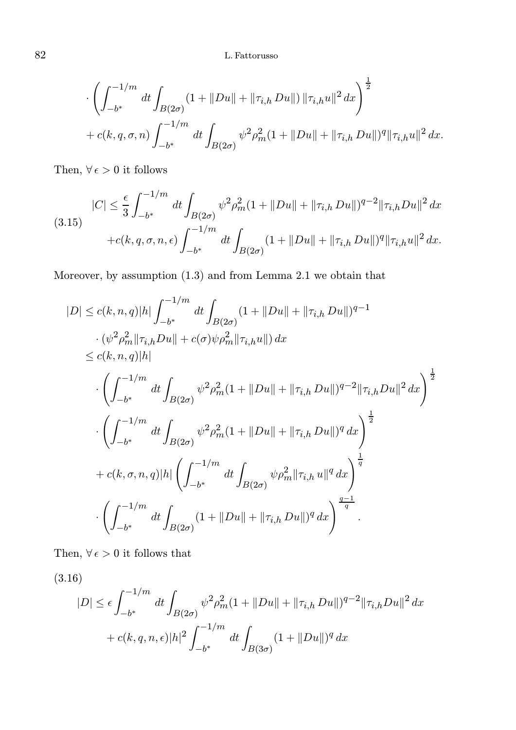$$
\cdot \left( \int_{-b^*}^{-1/m} dt \int_{B(2\sigma)} (1 + \|Du\| + \|\tau_{i,h}\, Du\|) \, \|\tau_{i,h} u\|^2 \, dx \right)^{\frac{1}{2}}
$$

$$
+ c(k, q, \sigma, n) \int_{-b^*}^{-1/m} dt \int_{B(2\sigma)} \psi^2 \rho_m^2 (1 + \|Du\| + \|\tau_{i,h}\, Du\|)^q \|\tau_{i,h} u\|^2 \, dx.
$$

Then, $\forall\, \epsilon > 0$ it follows

$$
(3.15) \qquad \begin{aligned}
|C| \leq \frac{\epsilon}{3} \int_{-b^*}^{-1/m} dt \int_{B(2\sigma)} \psi^2 \rho_m^2 (1 + \|Du\| + \|\tau_{i,h}\, Du\|)^{q-2} \|\tau_{i,h} Du\|^2 \, dx \\
+ c(k, q, \sigma, n, \epsilon) \int_{-b^*}^{-1/m} dt \int_{B(2\sigma)} (1 + \|Du\| + \|\tau_{i,h}\, Du\|)^q \|\tau_{i,h} u\|^2 \, dx.
\end{aligned}
$$

Moreover, by assumption (1.3) and from Lemma 2.1 we obtain that

$$
\begin{aligned}
|D| &\leq c(k, n, q) |h| \int_{-b^*}^{-1/m} dt \int_{B(2\sigma)} (1 + \|Du\| + \|\tau_{i,h}\, Du\|)^{q-1} \\
&\quad \cdot (\psi^2 \rho_m^2 \|\tau_{i,h} Du\| + c(\sigma) \psi \rho_m^2 \|\tau_{i,h} u\|) \, dx \\
&\leq c(k, n, q) |h| \\
&\quad \cdot \left( \int_{-b^*}^{-1/m} dt \int_{B(2\sigma)} \psi^2 \rho_m^2 (1 + \|Du\| + \|\tau_{i,h}\, Du\|)^{q-2} \|\tau_{i,h} Du\|^2 \, dx \right)^{\frac{1}{2}} \\
&\quad \cdot \left( \int_{-b^*}^{-1/m} dt \int_{B(2\sigma)} \psi^2 \rho_m^2 (1 + \|Du\| + \|\tau_{i,h}\, Du\|)^q \, dx \right)^{\frac{1}{2}} \\
&\quad + c(k, \sigma, n, q) |h| \left( \int_{-b^*}^{-1/m} dt \int_{B(2\sigma)} \psi \rho_m^2 \|\tau_{i,h}\, u\|^q \, dx \right)^{\frac{1}{q}} \\
&\quad \cdot \left( \int_{-b^*}^{-1/m} dt \int_{B(2\sigma)} (1 + \|Du\| + \|\tau_{i,h}\, Du\|)^q \, dx \right)^{\frac{q-1}{q}}.
\end{aligned}
$$

Then, $\forall\, \epsilon > 0$ it follows that

(3.16)

$$
\begin{aligned}
|D| \leq \epsilon \int_{-b^*}^{-1/m} dt \int_{B(2\sigma)} \psi^2 \rho_m^2 (1 + \|Du\| + \|\tau_{i,h}\, Du\|)^{q-2} \|\tau_{i,h} Du\|^2 \, dx \\
+ c(k, q, n, \epsilon) |h|^2 \int_{-b^*}^{-1/m} dt \int_{B(3\sigma)} (1 + \|Du\|)^q \, dx
\end{aligned}
$$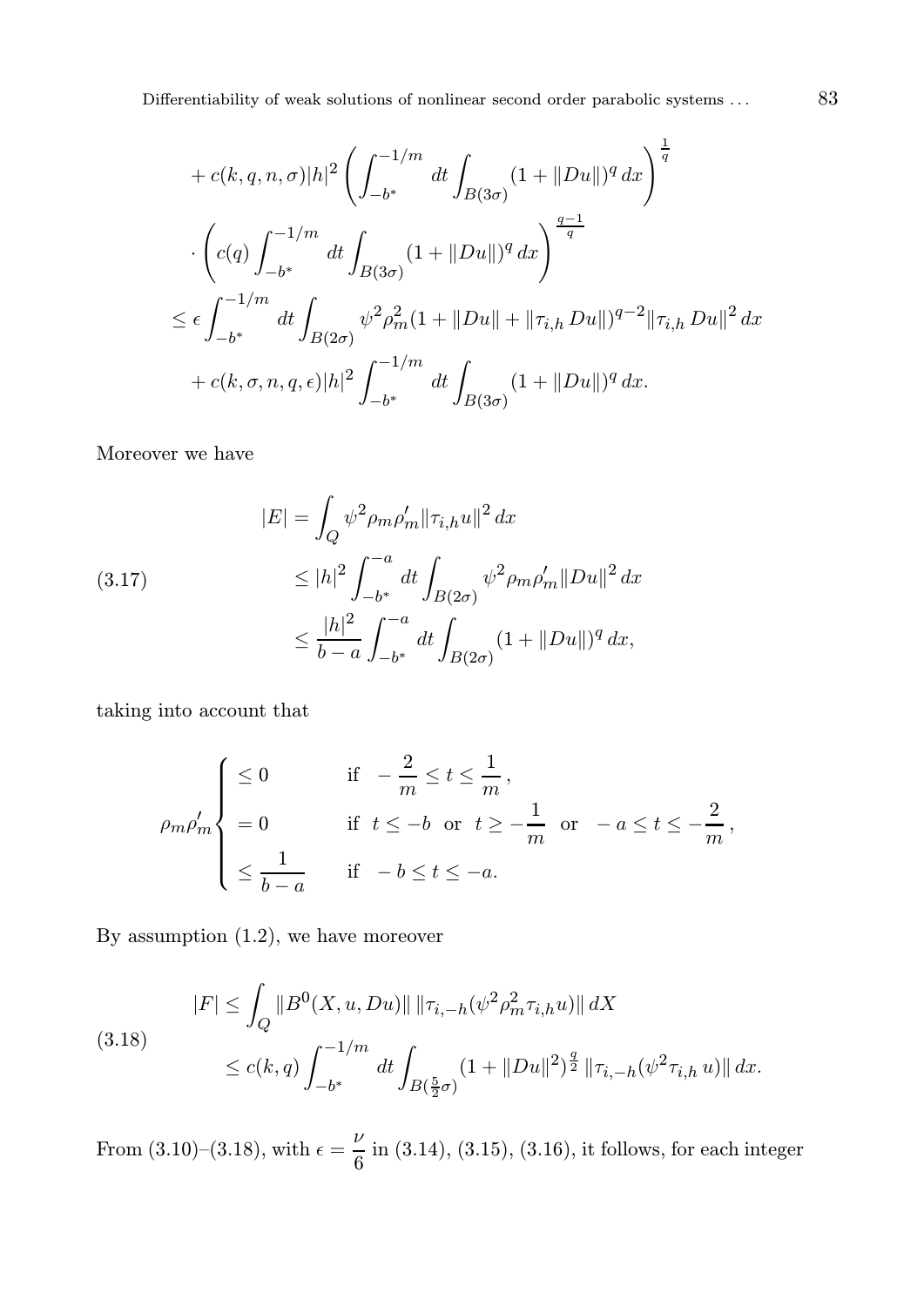$$
\begin{aligned}
&+ c(k,q,n,\sigma)|h|^2 \left( \int_{-b^*}^{-1/m} dt \int_{B(3\sigma)} (1+\|Du\|)^q \, dx \right)^{\frac{1}{q}} \\
&\cdot \left( c(q) \int_{-b^*}^{-1/m} dt \int_{B(3\sigma)} (1+\|Du\|)^q \, dx \right)^{\frac{q-1}{q}} \\
&\le \epsilon \int_{-b^*}^{-1/m} dt \int_{B(2\sigma)} \psi^2 \rho_m^2 (1+\|Du\| + \|\tau_{i,h}\, Du\|)^{q-2} \|\tau_{i,h}\, Du\|^2 \, dx \\
&+ c(k,\sigma,n,q,\epsilon)|h|^2 \int_{-b^*}^{-1/m} dt \int_{B(3\sigma)} (1+\|Du\|)^q \, dx.
\end{aligned}
$$

Moreover we have

$$
\begin{aligned}
|E| &= \int_Q \psi^2 \rho_m \rho_m' \|\tau_{i,h} u\|^2 \, dx \\
&\le |h|^2 \int_{-b^*}^{-a} dt \int_{B(2\sigma)} \psi^2 \rho_m \rho_m' \|Du\|^2 \, dx \\
&\le \frac{|h|^2}{b-a} \int_{-b^*}^{-a} dt \int_{B(2\sigma)} (1+\|Du\|)^q \, dx,
\end{aligned}
\tag{3.17}
$$

taking into account that

$$
\rho_m \rho_m' \begin{cases} \le 0 & \text{if } \ -\dfrac{2}{m} \le t \le \dfrac{1}{m}\,, \\[2mm] = 0 & \text{if } \ t \le -b \ \text{ or } \ t \ge -\dfrac{1}{m} \ \text{ or } \ -a \le t \le -\dfrac{2}{m}\,, \\[2mm] \le \dfrac{1}{b-a} & \text{if } \ -b \le t \le -a. \end{cases}
$$

By assumption (1.2), we have moreover

$$
\begin{aligned}
|F| &\le \int_Q \|B^0(X,u,Du)\| \, \|\tau_{i,-h}(\psi^2 \rho_m^2 \tau_{i,h} u)\| \, dX \\
&\le c(k,q) \int_{-b^*}^{-1/m} dt \int_{B(\frac{5}{2}\sigma)} (1+\|Du\|^2)^{\frac{q}{2}} \, \|\tau_{i,-h}(\psi^2 \tau_{i,h}\, u)\| \, dx.
\end{aligned}
\tag{3.18}
$$

From (3.10)–(3.18), with $\epsilon = \dfrac{\nu}{6}$ in (3.14), (3.15), (3.16), it follows, for each integer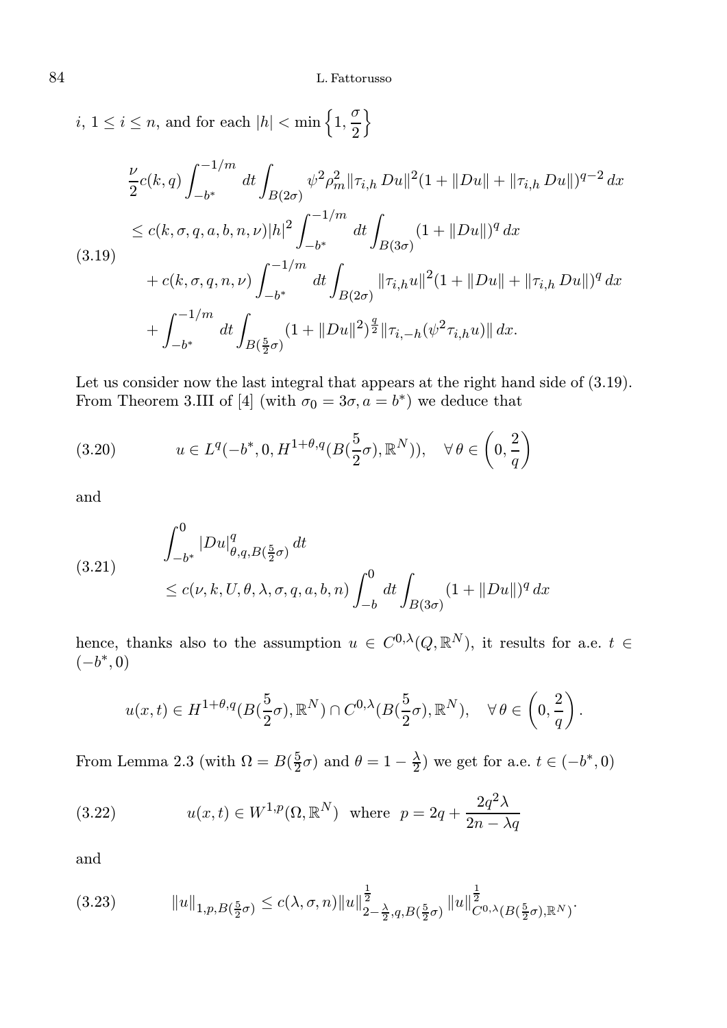$i$, $1 \le i \le n$, and for each $|h| < \min\left\{1, \dfrac{\sigma}{2}\right\}$

$$
\begin{aligned}
&\frac{\nu}{2} c(k,q) \int_{-b^*}^{-1/m} dt \int_{B(2\sigma)} \psi^2 \rho_m^2 \|\tau_{i,h}\, Du\|^2 (1 + \|Du\| + \|\tau_{i,h}\, Du\|)^{q-2}\, dx \\
&\le c(k,\sigma,q,a,b,n,\nu) |h|^2 \int_{-b^*}^{-1/m} dt \int_{B(3\sigma)} (1 + \|Du\|)^q\, dx \\
&\quad + c(k,\sigma,q,n,\nu) \int_{-b^*}^{-1/m} dt \int_{B(2\sigma)} \|\tau_{i,h} u\|^2 (1 + \|Du\| + \|\tau_{i,h}\, Du\|)^q\, dx \\
&\quad + \int_{-b^*}^{-1/m} dt \int_{B(\frac{5}{2}\sigma)} (1 + \|Du\|^2)^{\frac{q}{2}} \|\tau_{i,-h}(\psi^2 \tau_{i,h} u)\|\, dx.
\end{aligned}
\tag{3.19}
$$

Let us consider now the last integral that appears at the right hand side of (3.19). From Theorem 3.III of [4] (with $\sigma_0 = 3\sigma, a = b^*$) we deduce that

$$
u \in L^q(-b^*, 0, H^{1+\theta,q}(B(\tfrac{5}{2}\sigma), \mathbb{R}^N)), \quad \forall\, \theta \in \left(0, \frac{2}{q}\right)
\tag{3.20}
$$

and

$$
\begin{aligned}
&\int_{-b^*}^{0} |Du|^q_{\theta,q,B(\frac{5}{2}\sigma)}\, dt \\
&\le c(\nu,k,U,\theta,\lambda,\sigma,q,a,b,n) \int_{-b}^{0} dt \int_{B(3\sigma)} (1 + \|Du\|)^q\, dx
\end{aligned}
\tag{3.21}
$$

hence, thanks also to the assumption $u \in C^{0,\lambda}(Q, \mathbb{R}^N)$, it results for a.e. $t \in (-b^*, 0)$

$$
u(x,t) \in H^{1+\theta,q}(B(\tfrac{5}{2}\sigma), \mathbb{R}^N) \cap C^{0,\lambda}(B(\tfrac{5}{2}\sigma), \mathbb{R}^N), \quad \forall\, \theta \in \left(0, \frac{2}{q}\right).
$$

From Lemma 2.3 (with $\Omega = B(\frac{5}{2}\sigma)$ and $\theta = 1 - \frac{\lambda}{2}$) we get for a.e. $t \in (-b^*, 0)$

$$
u(x,t) \in W^{1,p}(\Omega, \mathbb{R}^N) \quad \text{where} \quad p = 2q + \frac{2q^2\lambda}{2n - \lambda q}
\tag{3.22}
$$

and

$$
\|u\|_{1,p,B(\frac{5}{2}\sigma)} \le c(\lambda,\sigma,n) \|u\|^{\frac{1}{2}}_{2-\frac{\lambda}{2},q,B(\frac{5}{2}\sigma)} \|u\|^{\frac{1}{2}}_{C^{0,\lambda}(B(\frac{5}{2}\sigma),\mathbb{R}^N)}.
\tag{3.23}
$$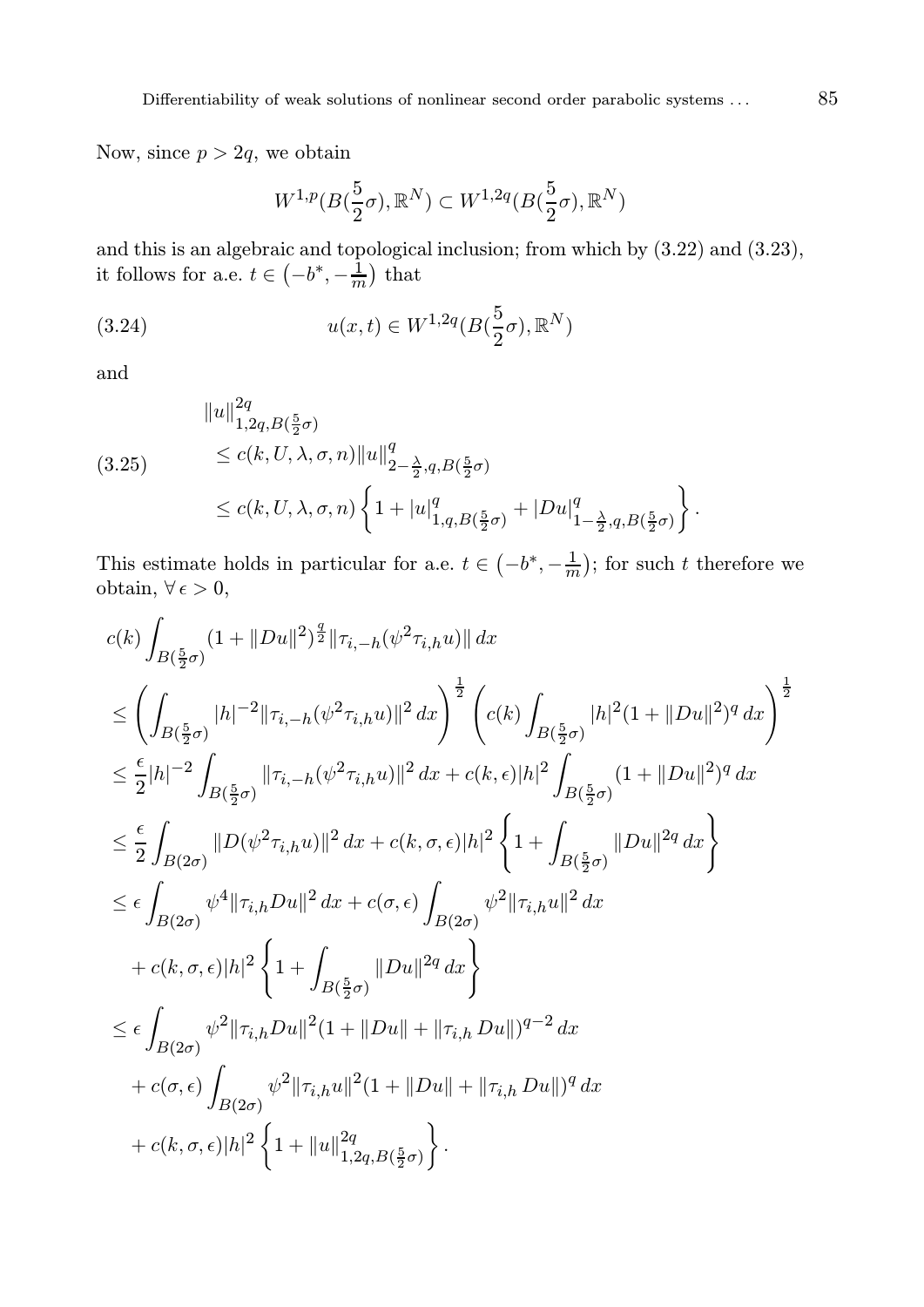Now, since $p > 2q$, we obtain

$$W^{1,p}(B(\frac{5}{2}\sigma), \mathbb{R}^N) \subset W^{1,2q}(B(\frac{5}{2}\sigma), \mathbb{R}^N)$$

and this is an algebraic and topological inclusion; from which by (3.22) and (3.23), it follows for a.e. $t \in \left(-b^*, -\frac{1}{m}\right)$ that

$$u(x,t) \in W^{1,2q}(B(\frac{5}{2}\sigma), \mathbb{R}^N) \tag{3.24}$$

and

$$\begin{aligned} &\|u\|^{2q}_{1,2q,B(\frac{5}{2}\sigma)} \\ &\quad \leq c(k, U, \lambda, \sigma, n) \|u\|^{q}_{2-\frac{\lambda}{2},q,B(\frac{5}{2}\sigma)} \\ &\quad \leq c(k, U, \lambda, \sigma, n) \left\{ 1 + |u|^{q}_{1,q,B(\frac{5}{2}\sigma)} + |Du|^{q}_{1-\frac{\lambda}{2},q,B(\frac{5}{2}\sigma)} \right\}. \end{aligned} \tag{3.25}$$

This estimate holds in particular for a.e. $t \in \left(-b^*, -\frac{1}{m}\right)$; for such $t$ therefore we obtain, $\forall\, \epsilon > 0$,

$$\begin{aligned} &c(k) \int_{B(\frac{5}{2}\sigma)} (1 + \|Du\|^2)^{\frac{q}{2}} \|\tau_{i,-h}(\psi^2 \tau_{i,h} u)\| \, dx \\ &\leq \left( \int_{B(\frac{5}{2}\sigma)} |h|^{-2} \|\tau_{i,-h}(\psi^2 \tau_{i,h} u)\|^2 \, dx \right)^{\frac{1}{2}} \left( c(k) \int_{B(\frac{5}{2}\sigma)} |h|^2 (1 + \|Du\|^2)^q \, dx \right)^{\frac{1}{2}} \\ &\leq \frac{\epsilon}{2} |h|^{-2} \int_{B(\frac{5}{2}\sigma)} \|\tau_{i,-h}(\psi^2 \tau_{i,h} u)\|^2 \, dx + c(k, \epsilon) |h|^2 \int_{B(\frac{5}{2}\sigma)} (1 + \|Du\|^2)^q \, dx \\ &\leq \frac{\epsilon}{2} \int_{B(2\sigma)} \|D(\psi^2 \tau_{i,h} u)\|^2 \, dx + c(k, \sigma, \epsilon) |h|^2 \left\{ 1 + \int_{B(\frac{5}{2}\sigma)} \|Du\|^{2q} \, dx \right\} \\ &\leq \epsilon \int_{B(2\sigma)} \psi^4 \|\tau_{i,h} Du\|^2 \, dx + c(\sigma, \epsilon) \int_{B(2\sigma)} \psi^2 \|\tau_{i,h} u\|^2 \, dx \\ &\quad + c(k, \sigma, \epsilon) |h|^2 \left\{ 1 + \int_{B(\frac{5}{2}\sigma)} \|Du\|^{2q} \, dx \right\} \\ &\leq \epsilon \int_{B(2\sigma)} \psi^2 \|\tau_{i,h} Du\|^2 (1 + \|Du\| + \|\tau_{i,h}\, Du\|)^{q-2} \, dx \\ &\quad + c(\sigma, \epsilon) \int_{B(2\sigma)} \psi^2 \|\tau_{i,h} u\|^2 (1 + \|Du\| + \|\tau_{i,h}\, Du\|)^q \, dx \\ &\quad + c(k, \sigma, \epsilon) |h|^2 \left\{ 1 + \|u\|^{2q}_{1,2q,B(\frac{5}{2}\sigma)} \right\}. \end{aligned}$$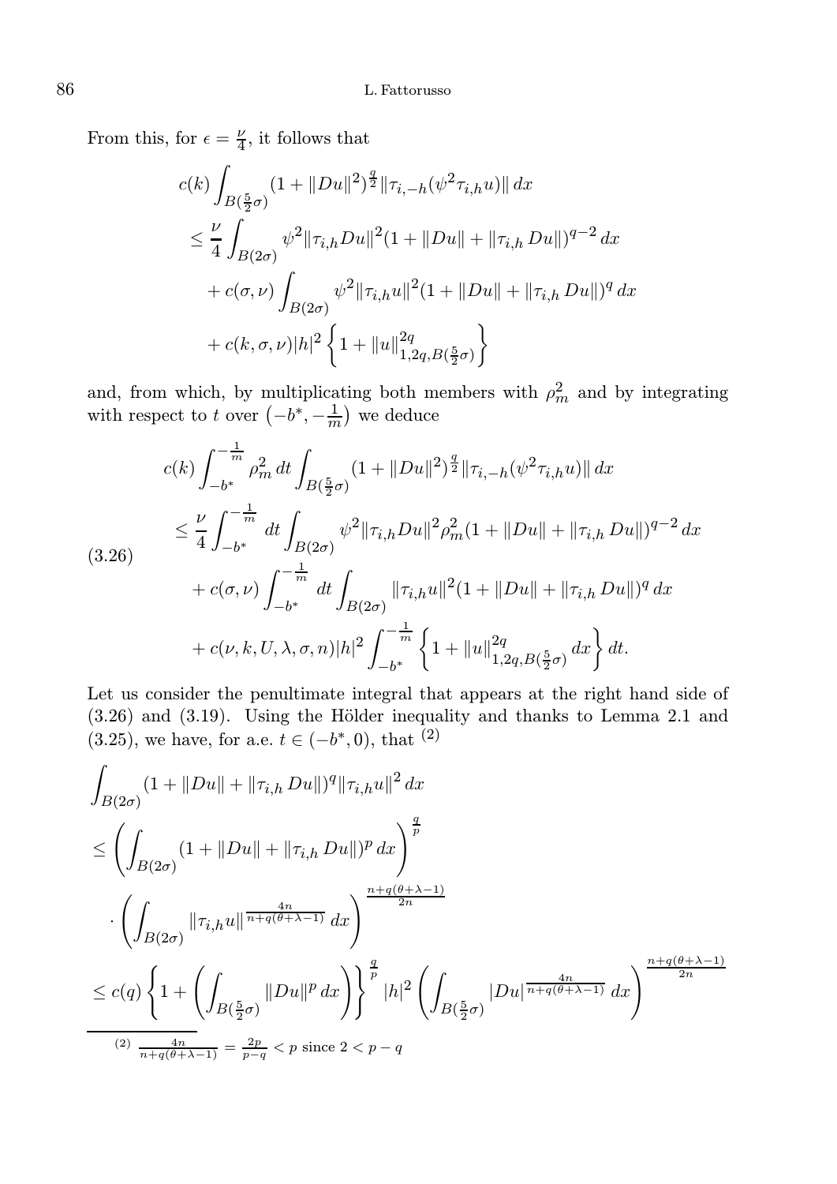From this, for $\epsilon = \frac{\nu}{4}$, it follows that

$$
\begin{aligned}
c(k) & \int_{B(\frac{5}{2}\sigma)} (1+\|Du\|^2)^{\frac{q}{2}} \|\tau_{i,-h}(\psi^2 \tau_{i,h} u)\| \, dx \\
& \leq \frac{\nu}{4} \int_{B(2\sigma)} \psi^2 \|\tau_{i,h} Du\|^2 (1+\|Du\| + \|\tau_{i,h} Du\|)^{q-2} \, dx \\
& \quad + c(\sigma,\nu) \int_{B(2\sigma)} \psi^2 \|\tau_{i,h} u\|^2 (1+\|Du\| + \|\tau_{i,h} Du\|)^{q} \, dx \\
& \quad + c(k,\sigma,\nu)|h|^2 \left\{ 1 + \|u\|^{2q}_{1,2q,B(\frac{5}{2}\sigma)} \right\}
\end{aligned}
$$

and, from which, by multiplicating both members with $\rho_m^2$ and by integrating with respect to $t$ over $\left(-b^*, -\frac{1}{m}\right)$ we deduce

$$
\begin{aligned}
c(k) & \int_{-b^*}^{-\frac{1}{m}} \rho_m^2 \, dt \int_{B(\frac{5}{2}\sigma)} (1+\|Du\|^2)^{\frac{q}{2}} \|\tau_{i,-h}(\psi^2 \tau_{i,h} u)\| \, dx \\
& \leq \frac{\nu}{4} \int_{-b^*}^{-\frac{1}{m}} dt \int_{B(2\sigma)} \psi^2 \|\tau_{i,h} Du\|^2 \rho_m^2 (1+\|Du\| + \|\tau_{i,h} Du\|)^{q-2} \, dx \\
& \quad + c(\sigma,\nu) \int_{-b^*}^{-\frac{1}{m}} dt \int_{B(2\sigma)} \|\tau_{i,h} u\|^2 (1+\|Du\| + \|\tau_{i,h} Du\|)^{q} \, dx \\
& \quad + c(\nu,k,U,\lambda,\sigma,n)|h|^2 \int_{-b^*}^{-\frac{1}{m}} \left\{ 1 + \|u\|^{2q}_{1,2q,B(\frac{5}{2}\sigma)} \, dx \right\} dt.
\end{aligned} \tag{3.26}
$$

Let us consider the penultimate integral that appears at the right hand side of (3.26) and (3.19). Using the Hölder inequality and thanks to Lemma 2.1 and (3.25), we have, for a.e. $t \in (-b^*, 0)$, that [2]

$$
\begin{aligned}
& \int_{B(2\sigma)} (1+\|Du\| + \|\tau_{i,h} Du\|)^{q} \|\tau_{i,h} u\|^2 \, dx \\
& \leq \left( \int_{B(2\sigma)} (1+\|Du\| + \|\tau_{i,h} Du\|)^{p} \, dx \right)^{\frac{q}{p}} \\
& \quad \cdot \left( \int_{B(2\sigma)} \|\tau_{i,h} u\|^{\frac{4n}{n+q(\theta+\lambda-1)}} \, dx \right)^{\frac{n+q(\theta+\lambda-1)}{2n}} \\
& \leq c(q) \left\{ 1 + \left( \int_{B(\frac{5}{2}\sigma)} \|Du\|^p \, dx \right) \right\}^{\frac{q}{p}} |h|^2 \left( \int_{B(\frac{5}{2}\sigma)} |Du|^{\frac{4n}{n+q(\theta+\lambda-1)}} \, dx \right)^{\frac{n+q(\theta+\lambda-1)}{2n}}
\end{aligned}
$$

---

[2] $\frac{4n}{n+q(\theta+\lambda-1)} = \frac{2p}{p-q} < p$ since $2 < p - q$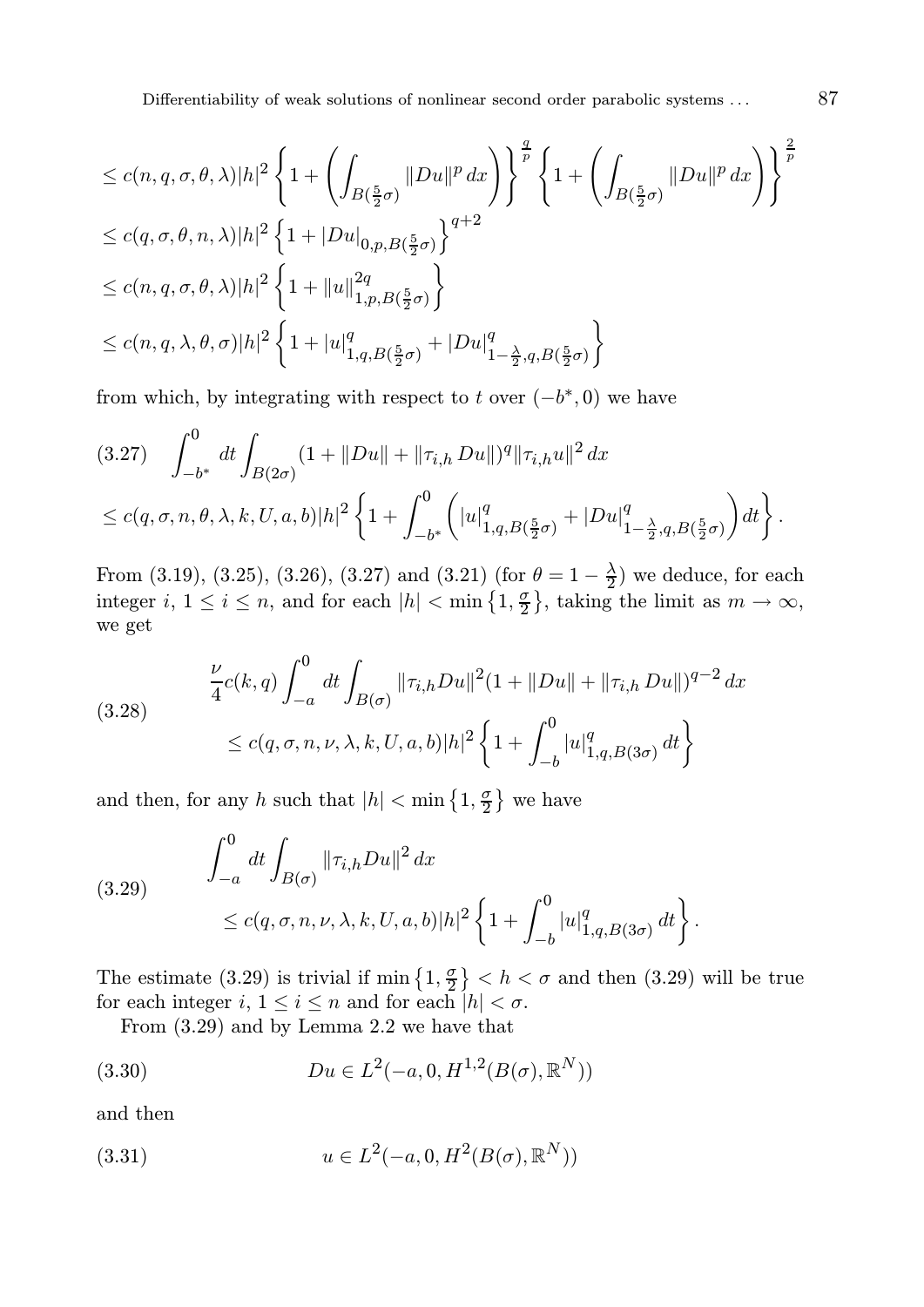$$
\begin{aligned}
&\le c(n,q,\sigma,\theta,\lambda)|h|^2\left\{1+\left(\int_{B(\frac{5}{2}\sigma)}\|Du\|^p\,dx\right)\right\}^{\frac{q}{p}}\left\{1+\left(\int_{B(\frac{5}{2}\sigma)}\|Du\|^p\,dx\right)\right\}^{\frac{2}{p}}\\
&\le c(q,\sigma,\theta,n,\lambda)|h|^2\left\{1+|Du|_{0,p,B(\frac{5}{2}\sigma)}\right\}^{q+2}\\
&\le c(n,q,\sigma,\theta,\lambda)|h|^2\left\{1+\|u\|^{2q}_{1,p,B(\frac{5}{2}\sigma)}\right\}\\
&\le c(n,q,\lambda,\theta,\sigma)|h|^2\left\{1+|u|^q_{1,q,B(\frac{5}{2}\sigma)}+|Du|^q_{1-\frac{\lambda}{2},q,B(\frac{5}{2}\sigma)}\right\}
\end{aligned}
$$

from which, by integrating with respect to $t$ over $(-b^*,0)$ we have

$$
\begin{aligned}
&\int_{-b^*}^{0}dt\int_{B(2\sigma)}(1+\|Du\|+\|\tau_{i,h}\,Du\|)^q\|\tau_{i,h}u\|^2\,dx \qquad (3.27)\\
&\le c(q,\sigma,n,\theta,\lambda,k,U,a,b)|h|^2\left\{1+\int_{-b^*}^{0}\left(|u|^q_{1,q,B(\frac{5}{2}\sigma)}+|Du|^q_{1-\frac{\lambda}{2},q,B(\frac{5}{2}\sigma)}\right)dt\right\}.
\end{aligned}
$$

From (3.19), (3.25), (3.26), (3.27) and (3.21) (for $\theta=1-\frac{\lambda}{2}$) we deduce, for each integer $i$, $1\le i\le n$, and for each $|h|<\min\left\{1,\frac{\sigma}{2}\right\}$, taking the limit as $m\to\infty$, we get

$$
\begin{aligned}
&\frac{\nu}{4}c(k,q)\int_{-a}^{0}dt\int_{B(\sigma)}\|\tau_{i,h}Du\|^2(1+\|Du\|+\|\tau_{i,h}\,Du\|)^{q-2}\,dx \qquad (3.28)\\
&\qquad\le c(q,\sigma,n,\nu,\lambda,k,U,a,b)|h|^2\left\{1+\int_{-b}^{0}|u|^q_{1,q,B(3\sigma)}\,dt\right\}
\end{aligned}
$$

and then, for any $h$ such that $|h|<\min\left\{1,\frac{\sigma}{2}\right\}$ we have

$$
\begin{aligned}
&\int_{-a}^{0}dt\int_{B(\sigma)}\|\tau_{i,h}Du\|^2\,dx \qquad (3.29)\\
&\qquad\le c(q,\sigma,n,\nu,\lambda,k,U,a,b)|h|^2\left\{1+\int_{-b}^{0}|u|^q_{1,q,B(3\sigma)}\,dt\right\}.
\end{aligned}
$$

The estimate (3.29) is trivial if $\min\left\{1,\frac{\sigma}{2}\right\}<h<\sigma$ and then (3.29) will be true for each integer $i$, $1\le i\le n$ and for each $|h|<\sigma$.

From (3.29) and by Lemma 2.2 we have that

$$
Du\in L^2(-a,0,H^{1,2}(B(\sigma),\mathbb{R}^N)) \qquad (3.30)
$$

and then

$$
u\in L^2(-a,0,H^2(B(\sigma),\mathbb{R}^N)) \qquad (3.31)
$$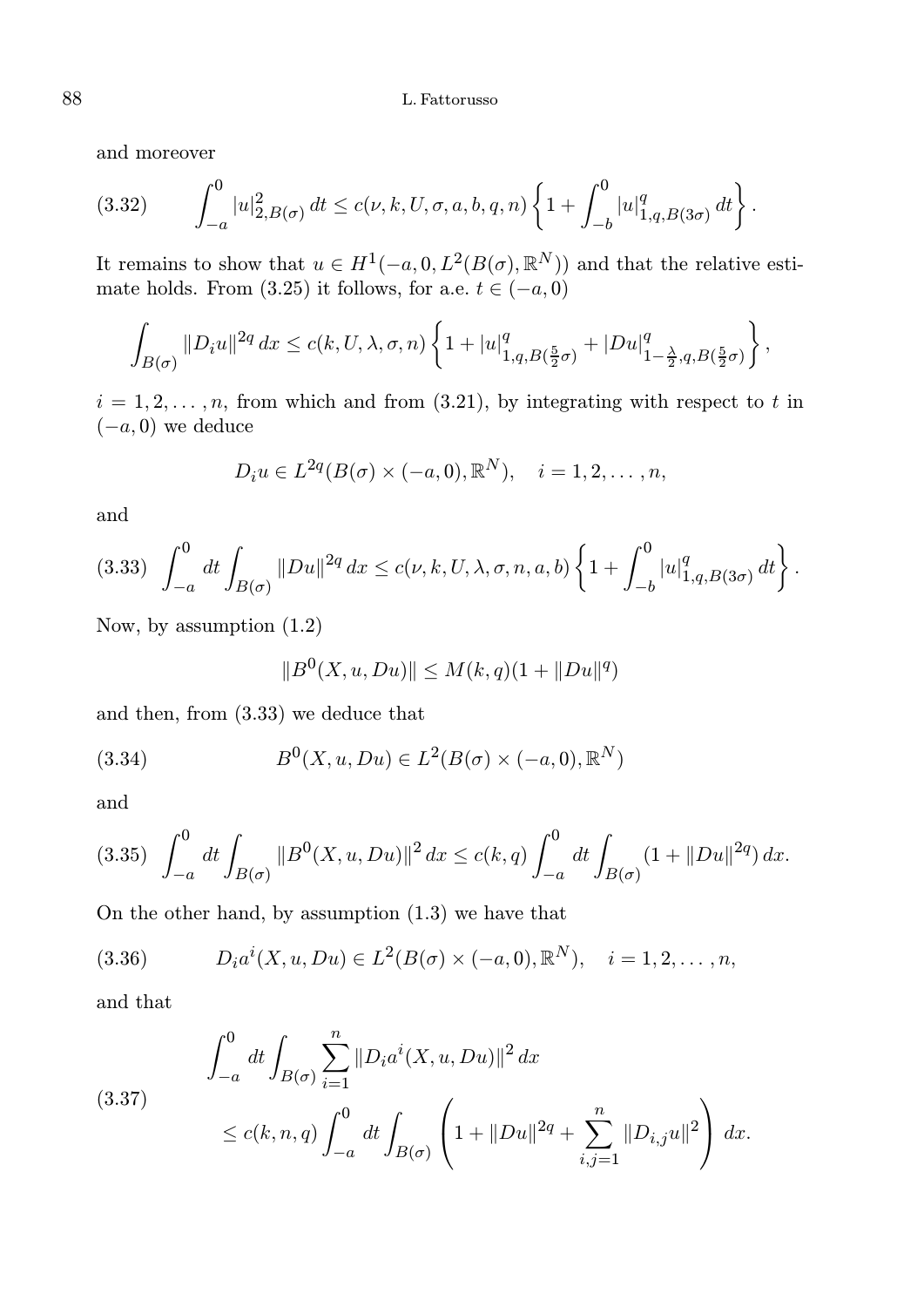and moreover

$$\int_{-a}^{0} |u|^2_{2,B(\sigma)}\, dt \le c(\nu, k, U, \sigma, a, b, q, n) \left\{ 1 + \int_{-b}^{0} |u|^q_{1,q,B(3\sigma)}\, dt \right\}. \tag{3.32}$$

It remains to show that $u \in H^1(-a, 0, L^2(B(\sigma), \mathbb{R}^N))$ and that the relative estimate holds. From (3.25) it follows, for a.e. $t \in (-a, 0)$

$$\int_{B(\sigma)} \|D_i u\|^{2q}\, dx \le c(k, U, \lambda, \sigma, n) \left\{ 1 + |u|^q_{1,q,B(\frac{5}{2}\sigma)} + |Du|^q_{1-\frac{\lambda}{2},q,B(\frac{5}{2}\sigma)} \right\},$$

$i = 1, 2, \dots, n$, from which and from (3.21), by integrating with respect to $t$ in $(-a, 0)$ we deduce

$$D_i u \in L^{2q}(B(\sigma) \times (-a, 0), \mathbb{R}^N), \quad i = 1, 2, \dots, n,$$

and

$$\int_{-a}^{0} dt \int_{B(\sigma)} \|Du\|^{2q}\, dx \le c(\nu, k, U, \lambda, \sigma, n, a, b) \left\{ 1 + \int_{-b}^{0} |u|^q_{1,q,B(3\sigma)}\, dt \right\}. \tag{3.33}$$

Now, by assumption (1.2)

$$\|B^0(X, u, Du)\| \le M(k, q)(1 + \|Du\|^q)$$

and then, from (3.33) we deduce that

$$B^0(X, u, Du) \in L^2(B(\sigma) \times (-a, 0), \mathbb{R}^N) \tag{3.34}$$

and

$$\int_{-a}^{0} dt \int_{B(\sigma)} \|B^0(X, u, Du)\|^2\, dx \le c(k, q) \int_{-a}^{0} dt \int_{B(\sigma)} (1 + \|Du\|^{2q})\, dx. \tag{3.35}$$

On the other hand, by assumption (1.3) we have that

$$D_i a^i(X, u, Du) \in L^2(B(\sigma) \times (-a, 0), \mathbb{R}^N), \quad i = 1, 2, \dots, n, \tag{3.36}$$

and that

$$\begin{aligned} &\int_{-a}^{0} dt \int_{B(\sigma)} \sum_{i=1}^{n} \|D_i a^i(X, u, Du)\|^2\, dx \\ &\quad \le c(k, n, q) \int_{-a}^{0} dt \int_{B(\sigma)} \left( 1 + \|Du\|^{2q} + \sum_{i,j=1}^{n} \|D_{i,j} u\|^2 \right) dx. \end{aligned} \tag{3.37}$$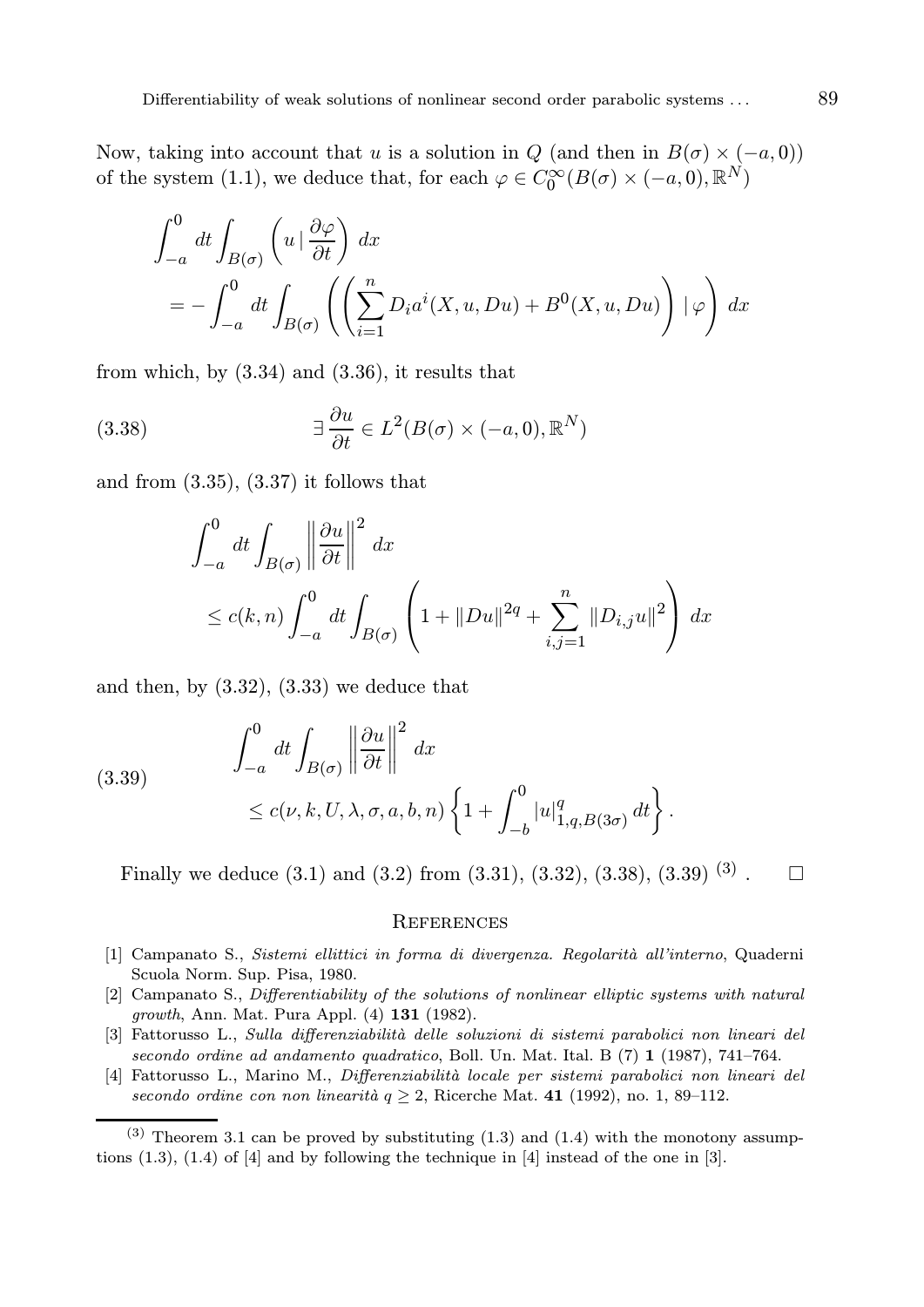Now, taking into account that $u$ is a solution in $Q$ (and then in $B(\sigma) \times (-a, 0)$) of the system (1.1), we deduce that, for each $\varphi \in C_0^\infty(B(\sigma) \times (-a,0), \mathbb{R}^N)$

$$
\begin{aligned}
&\int_{-a}^{0} dt \int_{B(\sigma)} \left( u \,|\, \frac{\partial \varphi}{\partial t} \right) dx \\
&\quad = - \int_{-a}^{0} dt \int_{B(\sigma)} \left( \left( \sum_{i=1}^{n} D_i a^i(X, u, Du) + B^0(X, u, Du) \right) | \, \varphi \right) dx
\end{aligned}
$$

from which, by (3.34) and (3.36), it results that

$$
\exists \, \frac{\partial u}{\partial t} \in L^2(B(\sigma) \times (-a,0), \mathbb{R}^N) \tag{3.38}
$$

and from (3.35), (3.37) it follows that

$$
\begin{aligned}
&\int_{-a}^{0} dt \int_{B(\sigma)} \left\| \frac{\partial u}{\partial t} \right\|^2 dx \\
&\quad \leq c(k,n) \int_{-a}^{0} dt \int_{B(\sigma)} \left( 1 + \|Du\|^{2q} + \sum_{i,j=1}^{n} \|D_{i,j} u\|^2 \right) dx
\end{aligned}
$$

and then, by (3.32), (3.33) we deduce that

$$
\begin{aligned}
&\int_{-a}^{0} dt \int_{B(\sigma)} \left\| \frac{\partial u}{\partial t} \right\|^2 dx \\
&\quad \leq c(\nu, k, U, \lambda, \sigma, a, b, n) \left\{ 1 + \int_{-b}^{0} |u|^q_{1,q,B(3\sigma)} \, dt \right\}.
\end{aligned} \tag{3.39}
$$

Finally we deduce (3.1) and (3.2) from (3.31), (3.32), (3.38), (3.39) [(3)] . □

## References

[1] Campanato S., *Sistemi ellittici in forma di divergenza. Regolarità all'interno*, Quaderni Scuola Norm. Sup. Pisa, 1980.

[2] Campanato S., *Differentiability of the solutions of nonlinear elliptic systems with natural growth*, Ann. Mat. Pura Appl. (4) **131** (1982).

[3] Fattorusso L., *Sulla differenziabilità delle soluzioni di sistemi parabolici non lineari del secondo ordine ad andamento quadratico*, Boll. Un. Mat. Ital. B (7) **1** (1987), 741–764.

[4] Fattorusso L., Marino M., *Differenziabilità locale per sistemi parabolici non lineari del secondo ordine con non linearità $q \geq 2$*, Ricerche Mat. **41** (1992), no. 1, 89–112.

---

[(3)] Theorem 3.1 can be proved by substituting (1.3) and (1.4) with the monotony assumptions (1.3), (1.4) of [4] and by following the technique in [4] instead of the one in [3].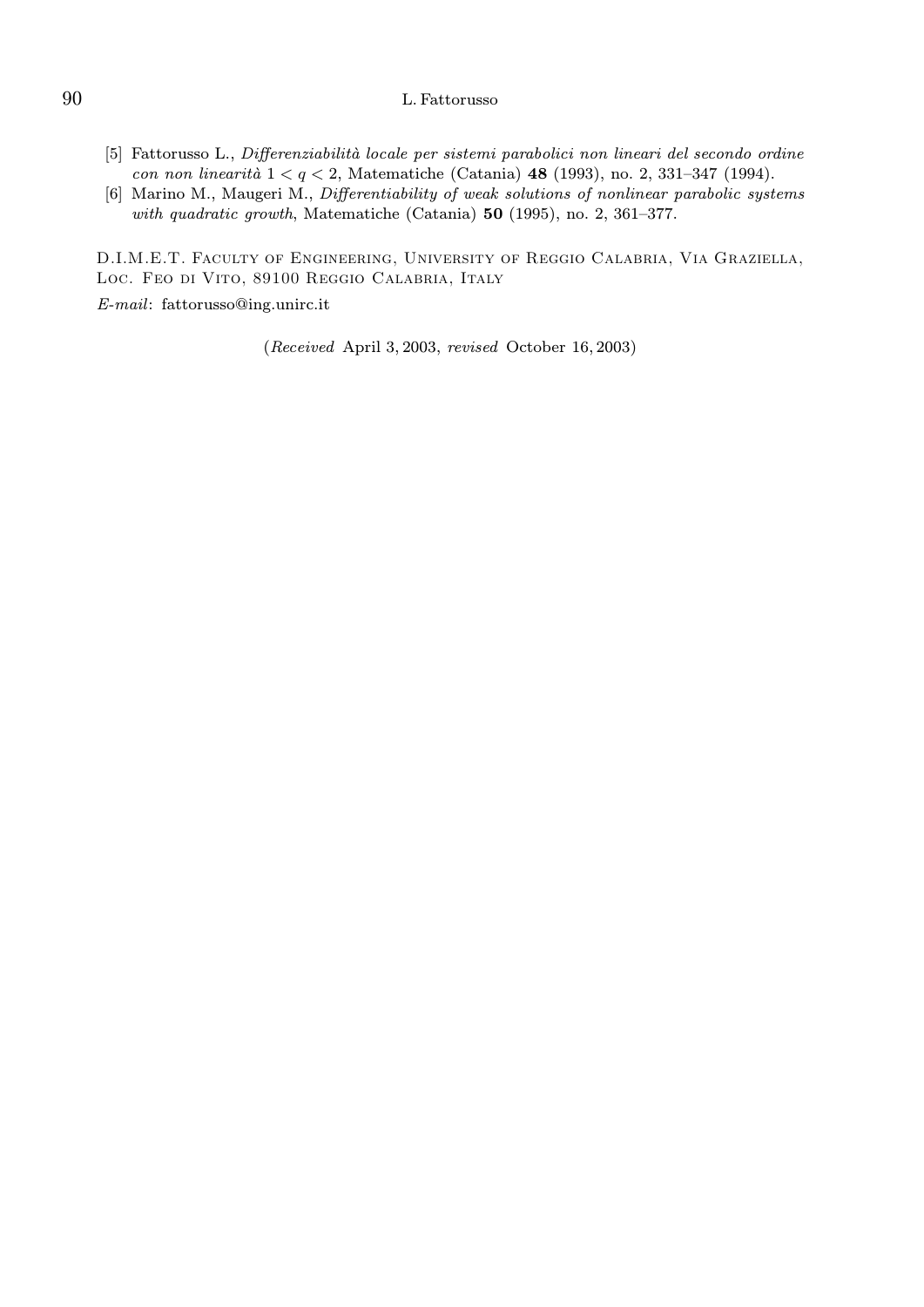[5] Fattorusso L., *Differenziabilità locale per sistemi parabolici non lineari del secondo ordine con non linearità* $1 < q < 2$, Matematiche (Catania) **48** (1993), no. 2, 331–347 (1994).

[6] Marino M., Maugeri M., *Differentiability of weak solutions of nonlinear parabolic systems with quadratic growth*, Matematiche (Catania) **50** (1995), no. 2, 361–377.

D.I.M.E.T. Faculty of Engineering, University of Reggio Calabria, Via Graziella, Loc. Feo di Vito, 89100 Reggio Calabria, Italy

*E-mail*: fattorusso@ing.unirc.it

(*Received* April 3, 2003, *revised* October 16, 2003)